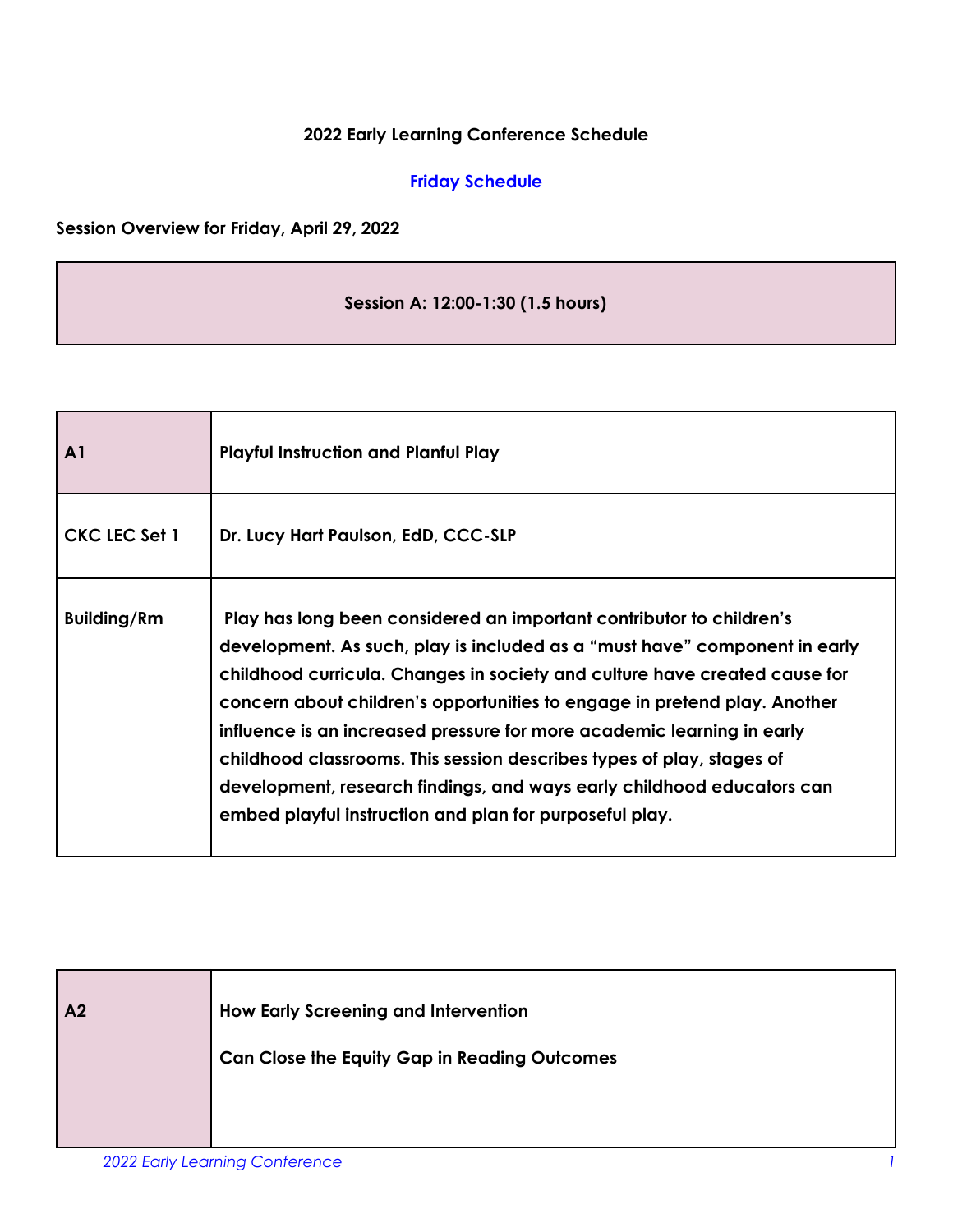**2022 Early Learning Conference Schedule**

**Friday Schedule**

**Session Overview for Friday, April 29, 2022**

| Session A: 12:00-1:30 (1.5 hours) |
| --- |

| A1 | Playful Instruction and Planful Play |
| --- | --- |
| CKC LEC Set 1 | Dr. Lucy Hart Paulson, EdD, CCC-SLP |
| Building/Rm | Play has long been considered an important contributor to children's development. As such, play is included as a "must have" component in early childhood curricula. Changes in society and culture have created cause for concern about children's opportunities to engage in pretend play. Another influence is an increased pressure for more academic learning in early childhood classrooms. This session describes types of play, stages of development, research findings, and ways early childhood educators can embed playful instruction and plan for purposeful play. |

| A2 | How Early Screening and Intervention Can Close the Equity Gap in Reading Outcomes |
| --- | --- |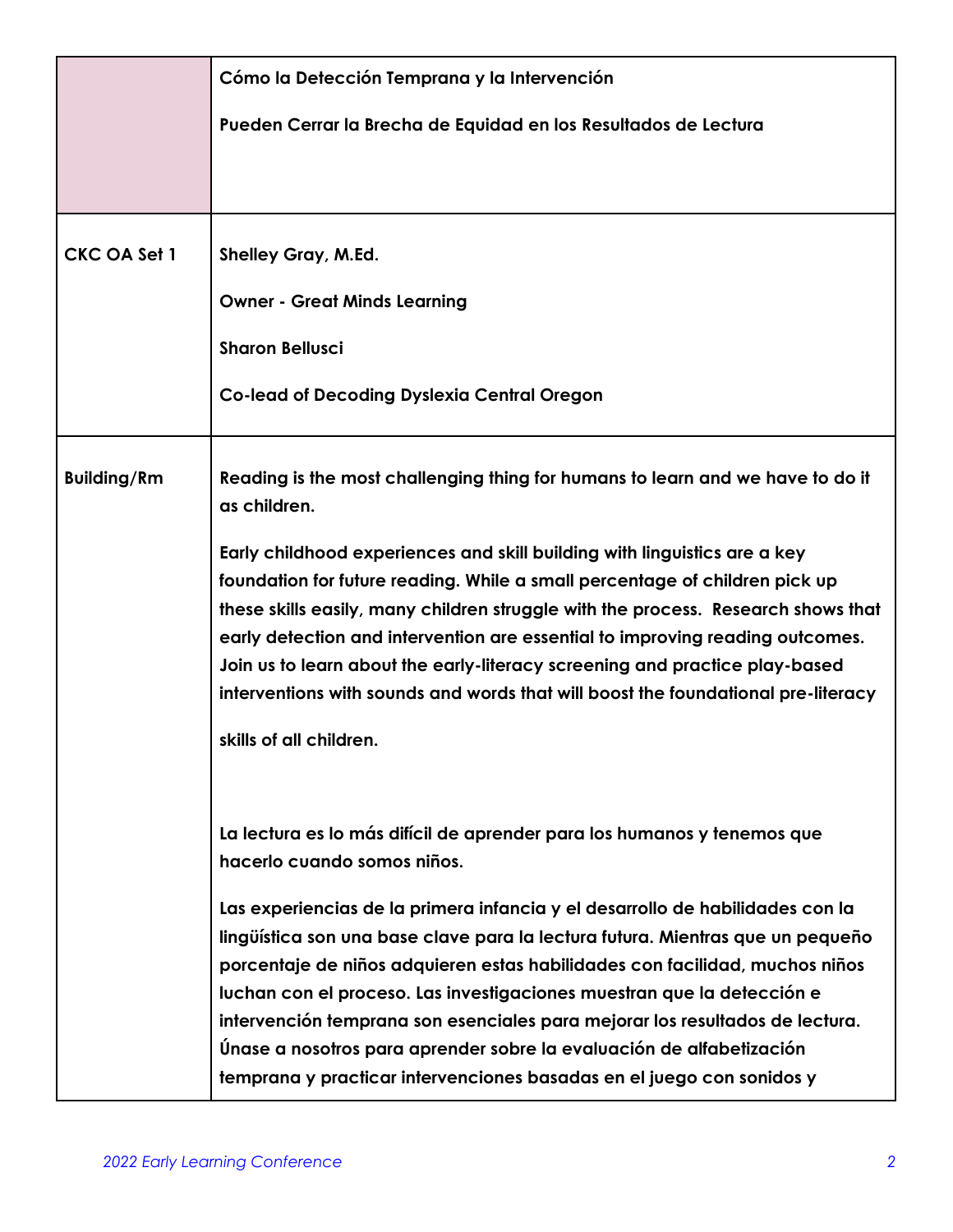| | **Cómo la Detección Temprana y la Intervención**<br><br>**Pueden Cerrar la Brecha de Equidad en los Resultados de Lectura** |
|---|---|
| **CKC OA Set 1** | **Shelley Gray, M.Ed.**<br><br>**Owner - Great Minds Learning**<br><br>**Sharon Bellusci**<br><br>**Co-lead of Decoding Dyslexia Central Oregon** |
| **Building/Rm** | **Reading is the most challenging thing for humans to learn and we have to do it as children.**<br><br>**Early childhood experiences and skill building with linguistics are a key foundation for future reading. While a small percentage of children pick up these skills easily, many children struggle with the process. Research shows that early detection and intervention are essential to improving reading outcomes. Join us to learn about the early-literacy screening and practice play-based interventions with sounds and words that will boost the foundational pre-literacy skills of all children.**<br><br>**La lectura es lo más difícil de aprender para los humanos y tenemos que hacerlo cuando somos niños.**<br><br>**Las experiencias de la primera infancia y el desarrollo de habilidades con la lingüística son una base clave para la lectura futura. Mientras que un pequeño porcentaje de niños adquieren estas habilidades con facilidad, muchos niños luchan con el proceso. Las investigaciones muestran que la detección e intervención temprana son esenciales para mejorar los resultados de lectura. Únase a nosotros para aprender sobre la evaluación de alfabetización temprana y practicar intervenciones basadas en el juego con sonidos y** |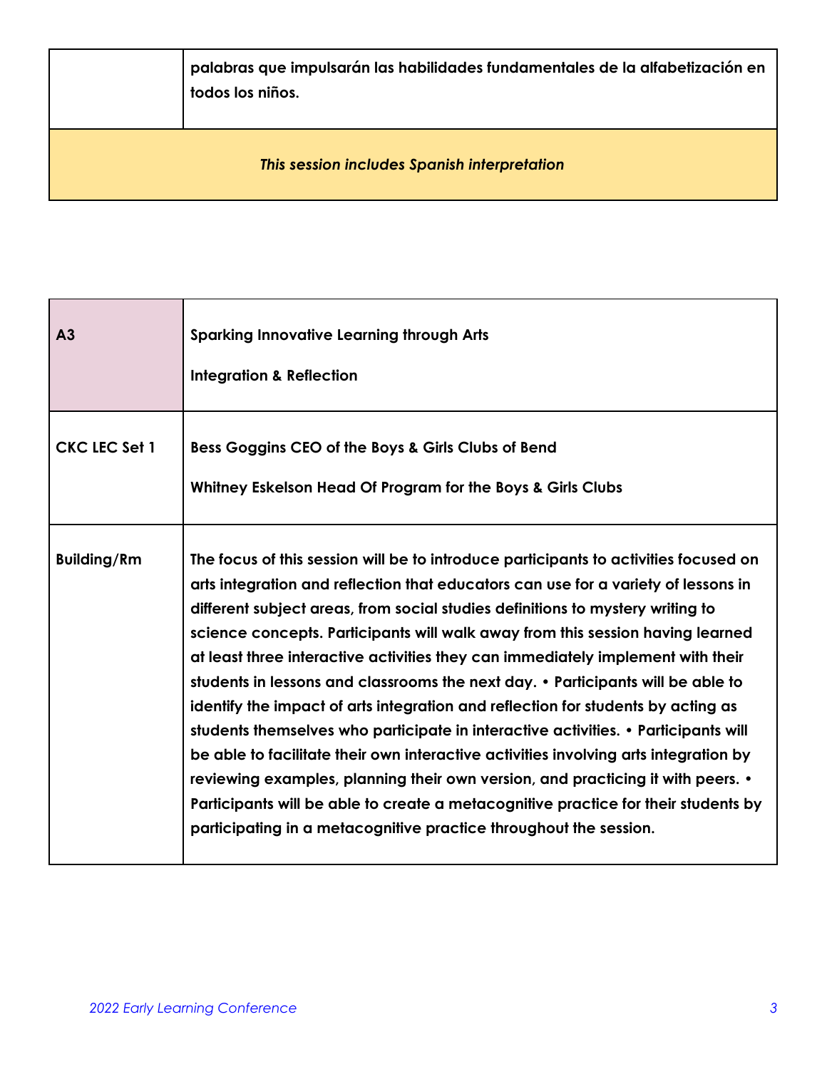| | |
|---|---|
| | **palabras que impulsarán las habilidades fundamentales de la alfabetización en todos los niños.** |
| ***This session includes Spanish interpretation*** | |

| | |
|---|---|
| **A3** | **Sparking Innovative Learning through Arts Integration & Reflection** |
| **CKC LEC Set 1** | **Bess Goggins CEO of the Boys & Girls Clubs of Bend**<br><br>**Whitney Eskelson Head Of Program for the Boys & Girls Clubs** |
| **Building/Rm** | **The focus of this session will be to introduce participants to activities focused on arts integration and reflection that educators can use for a variety of lessons in different subject areas, from social studies definitions to mystery writing to science concepts. Participants will walk away from this session having learned at least three interactive activities they can immediately implement with their students in lessons and classrooms the next day. • Participants will be able to identify the impact of arts integration and reflection for students by acting as students themselves who participate in interactive activities. • Participants will be able to facilitate their own interactive activities involving arts integration by reviewing examples, planning their own version, and practicing it with peers. • Participants will be able to create a metacognitive practice for their students by participating in a metacognitive practice throughout the session.** |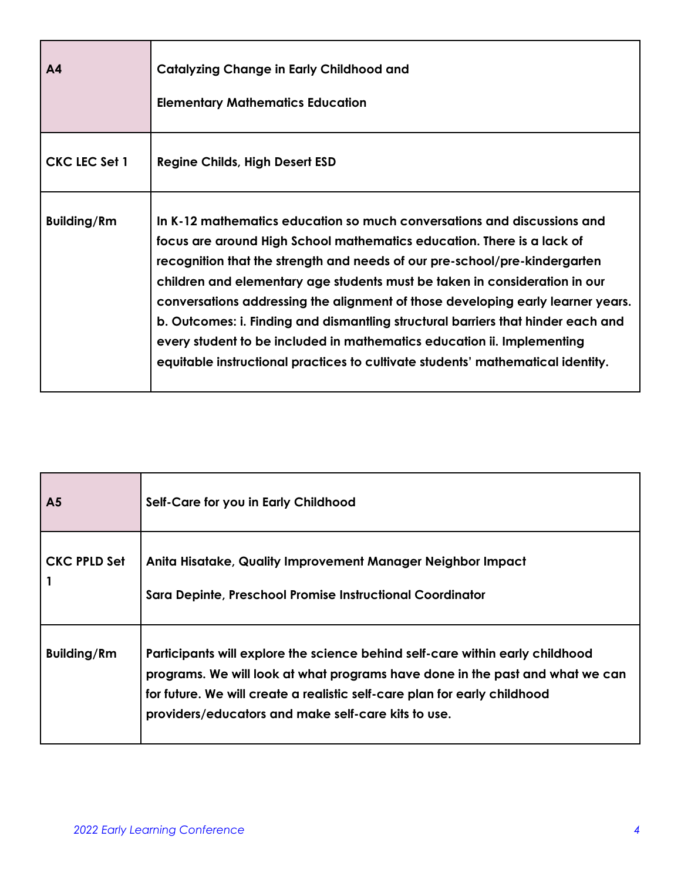| A4 | Catalyzing Change in Early Childhood and Elementary Mathematics Education |
|---|---|
| CKC LEC Set 1 | Regine Childs, High Desert ESD |
| Building/Rm | In K-12 mathematics education so much conversations and discussions and focus are around High School mathematics education. There is a lack of recognition that the strength and needs of our pre-school/pre-kindergarten children and elementary age students must be taken in consideration in our conversations addressing the alignment of those developing early learner years. b. Outcomes: i. Finding and dismantling structural barriers that hinder each and every student to be included in mathematics education ii. Implementing equitable instructional practices to cultivate students' mathematical identity. |

| A5 | Self-Care for you in Early Childhood |
|---|---|
| CKC PPLD Set 1 | Anita Hisatake, Quality Improvement Manager Neighbor Impact<br>Sara Depinte, Preschool Promise Instructional Coordinator |
| Building/Rm | Participants will explore the science behind self-care within early childhood programs. We will look at what programs have done in the past and what we can for future. We will create a realistic self-care plan for early childhood providers/educators and make self-care kits to use. |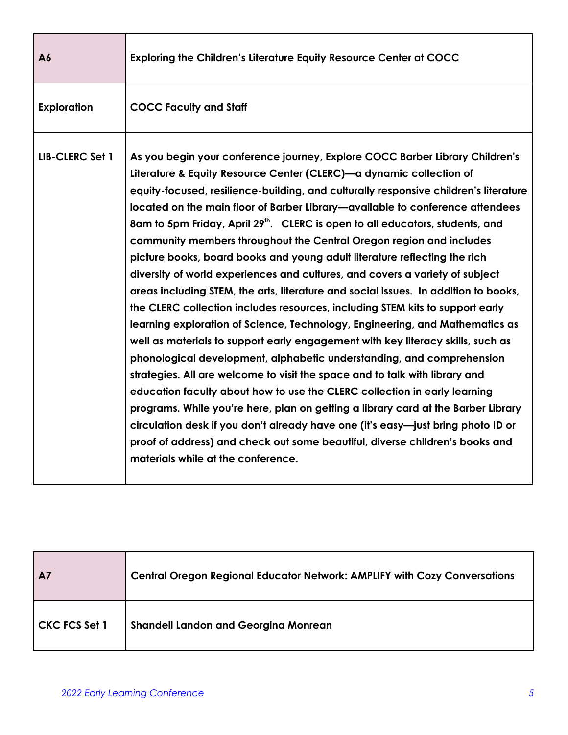| A6 | Exploring the Children's Literature Equity Resource Center at COCC |
|---|---|
| Exploration | COCC Faculty and Staff |
| LIB-CLERC Set 1 | As you begin your conference journey, Explore COCC Barber Library Children's Literature & Equity Resource Center (CLERC)—a dynamic collection of equity-focused, resilience-building, and culturally responsive children's literature located on the main floor of Barber Library—available to conference attendees 8am to 5pm Friday, April 29th. CLERC is open to all educators, students, and community members throughout the Central Oregon region and includes picture books, board books and young adult literature reflecting the rich diversity of world experiences and cultures, and covers a variety of subject areas including STEM, the arts, literature and social issues. In addition to books, the CLERC collection includes resources, including STEM kits to support early learning exploration of Science, Technology, Engineering, and Mathematics as well as materials to support early engagement with key literacy skills, such as phonological development, alphabetic understanding, and comprehension strategies. All are welcome to visit the space and to talk with library and education faculty about how to use the CLERC collection in early learning programs. While you're here, plan on getting a library card at the Barber Library circulation desk if you don't already have one (it's easy—just bring photo ID or proof of address) and check out some beautiful, diverse children's books and materials while at the conference. |

| A7 | Central Oregon Regional Educator Network: AMPLIFY with Cozy Conversations |
|---|---|
| CKC FCS Set 1 | Shandell Landon and Georgina Monrean |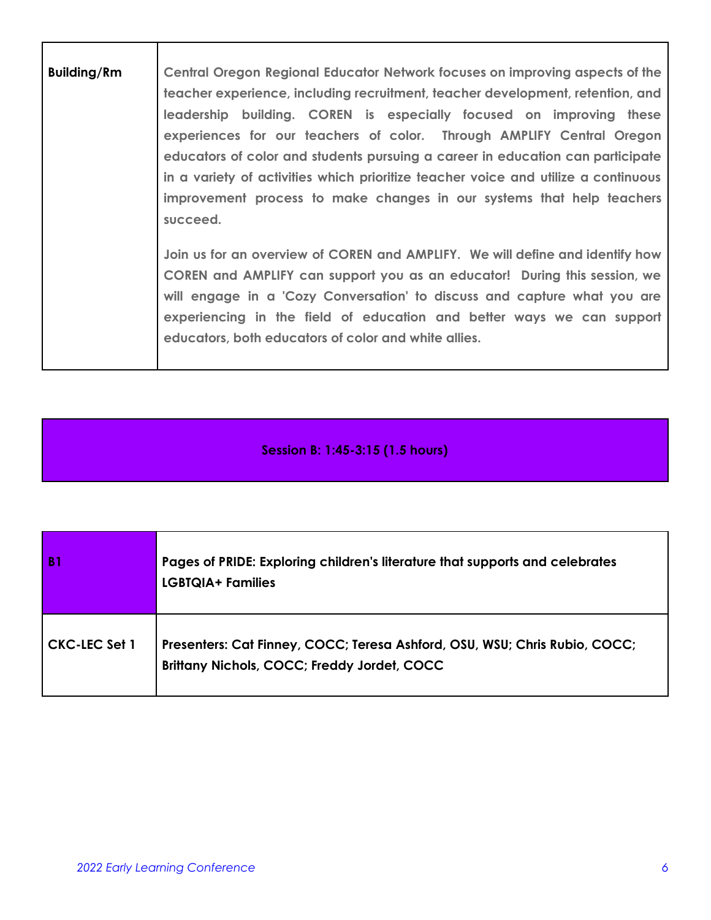| Building/Rm | Central Oregon Regional Educator Network focuses on improving aspects of the teacher experience, including recruitment, teacher development, retention, and leadership building. COREN is especially focused on improving these experiences for our teachers of color. Through AMPLIFY Central Oregon educators of color and students pursuing a career in education can participate in a variety of activities which prioritize teacher voice and utilize a continuous improvement process to make changes in our systems that help teachers succeed.<br><br>Join us for an overview of COREN and AMPLIFY. We will define and identify how COREN and AMPLIFY can support you as an educator! During this session, we will engage in a 'Cozy Conversation' to discuss and capture what you are experiencing in the field of education and better ways we can support educators, both educators of color and white allies. |
|---|---|

## Session B: 1:45-3:15 (1.5 hours)

| B1 | Pages of PRIDE: Exploring children's literature that supports and celebrates LGBTQIA+ Families |
|---|---|
| CKC-LEC Set 1 | Presenters: Cat Finney, COCC; Teresa Ashford, OSU, WSU; Chris Rubio, COCC; Brittany Nichols, COCC; Freddy Jordet, COCC |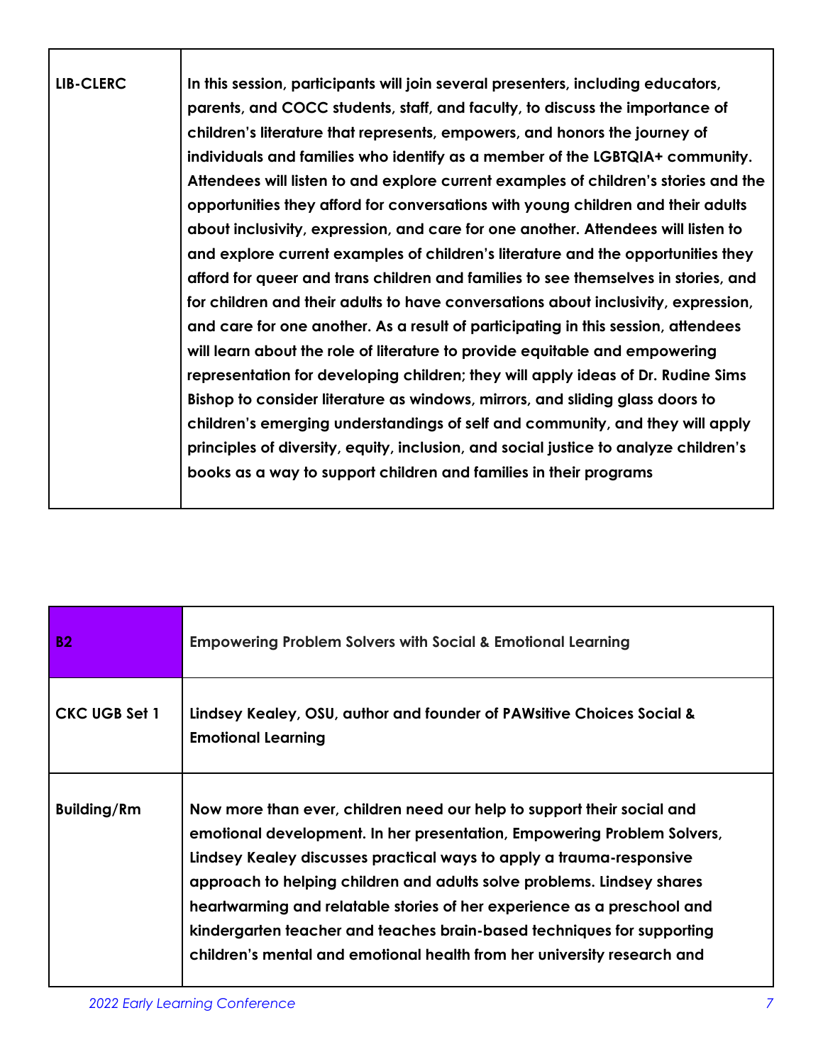| LIB-CLERC | In this session, participants will join several presenters, including educators, parents, and COCC students, staff, and faculty, to discuss the importance of children's literature that represents, empowers, and honors the journey of individuals and families who identify as a member of the LGBTQIA+ community. Attendees will listen to and explore current examples of children's stories and the opportunities they afford for conversations with young children and their adults about inclusivity, expression, and care for one another. Attendees will listen to and explore current examples of children's literature and the opportunities they afford for queer and trans children and families to see themselves in stories, and for children and their adults to have conversations about inclusivity, expression, and care for one another. As a result of participating in this session, attendees will learn about the role of literature to provide equitable and empowering representation for developing children; they will apply ideas of Dr. Rudine Sims Bishop to consider literature as windows, mirrors, and sliding glass doors to children's emerging understandings of self and community, and they will apply principles of diversity, equity, inclusion, and social justice to analyze children's books as a way to support children and families in their programs |
|---|---|

| **B2** | **Empowering Problem Solvers with Social & Emotional Learning** |
|---|---|
| **CKC UGB Set 1** | **Lindsey Kealey, OSU, author and founder of PAWsitive Choices Social & Emotional Learning** |
| **Building/Rm** | **Now more than ever, children need our help to support their social and emotional development. In her presentation, Empowering Problem Solvers, Lindsey Kealey discusses practical ways to apply a trauma-responsive approach to helping children and adults solve problems. Lindsey shares heartwarming and relatable stories of her experience as a preschool and kindergarten teacher and teaches brain-based techniques for supporting children's mental and emotional health from her university research and** |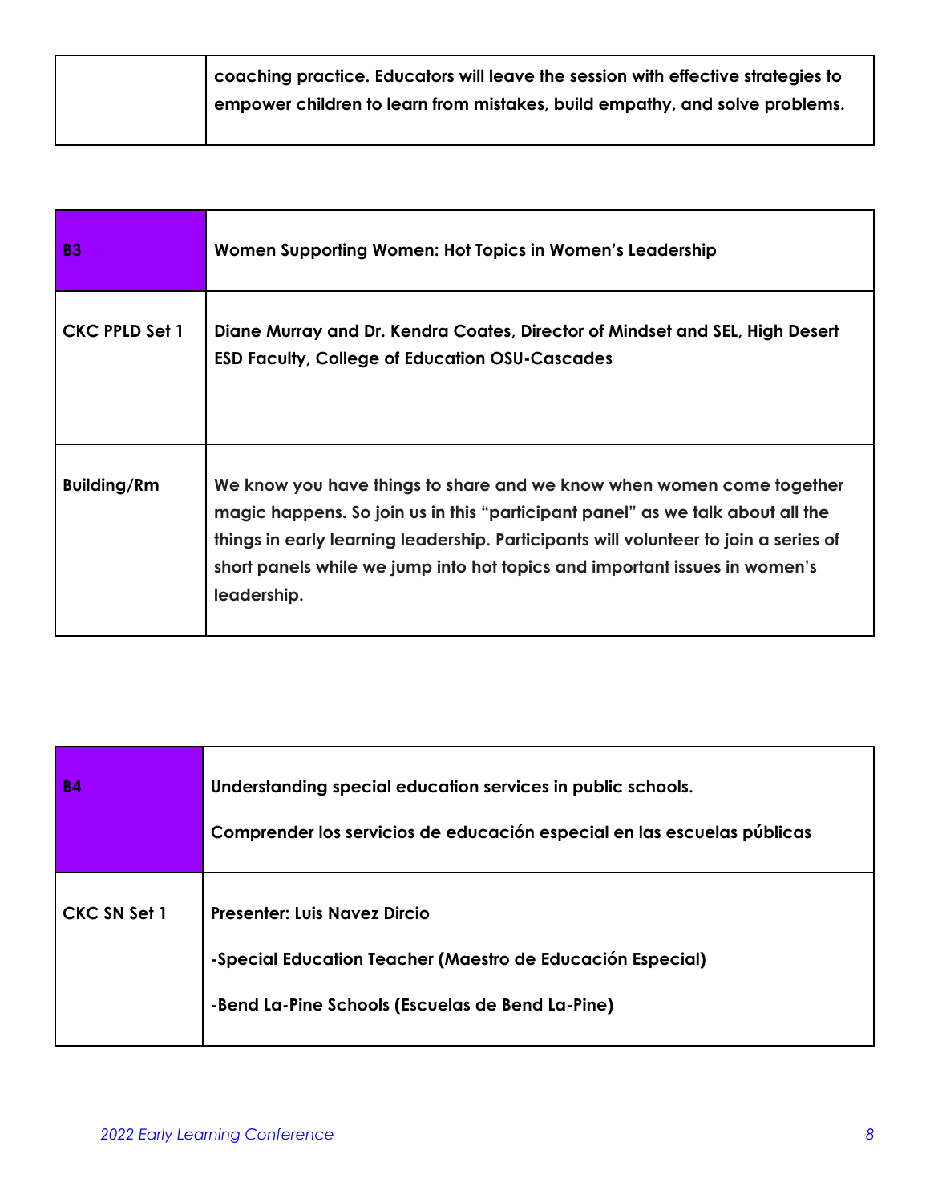| | coaching practice. Educators will leave the session with effective strategies to empower children to learn from mistakes, build empathy, and solve problems. |
|---|---|

| **B3** | **Women Supporting Women: Hot Topics in Women's Leadership** |
|---|---|
| **CKC PPLD Set 1** | **Diane Murray and Dr. Kendra Coates, Director of Mindset and SEL, High Desert ESD Faculty, College of Education OSU-Cascades** |
| **Building/Rm** | **We know you have things to share and we know when women come together magic happens. So join us in this "participant panel" as we talk about all the things in early learning leadership. Participants will volunteer to join a series of short panels while we jump into hot topics and important issues in women's leadership.** |

| **B4** | **Understanding special education services in public schools.**<br><br>**Comprender los servicios de educación especial en las escuelas públicas** |
|---|---|
| **CKC SN Set 1** | **Presenter: Luis Navez Dircio**<br><br>**-Special Education Teacher (Maestro de Educación Especial)**<br><br>**-Bend La-Pine Schools (Escuelas de Bend La-Pine)** |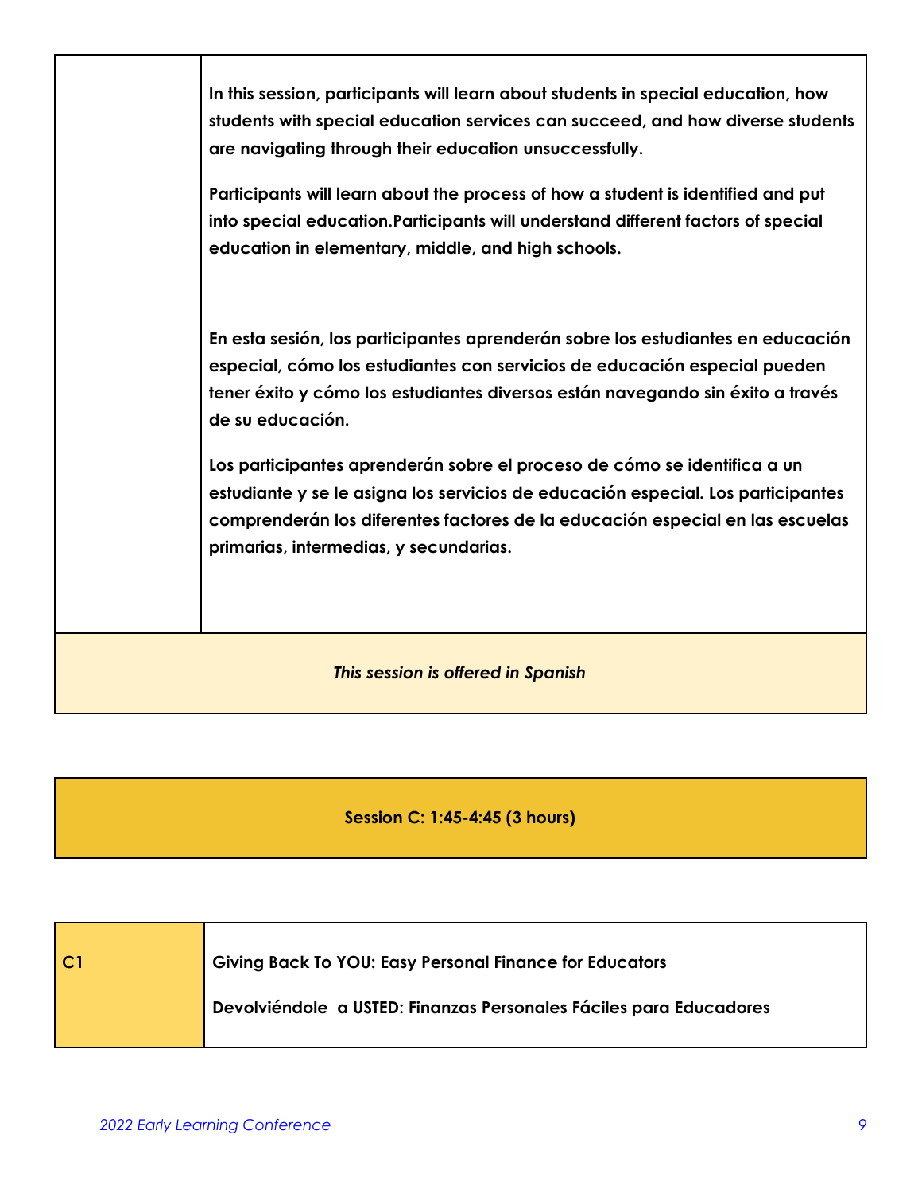|  |  |
|---|---|
|  | **In this session, participants will learn about students in special education, how students with special education services can succeed, and how diverse students are navigating through their education unsuccessfully.**<br><br>**Participants will learn about the process of how a student is identified and put into special education.Participants will understand different factors of special education in elementary, middle, and high schools.**<br><br>**En esta sesión, los participantes aprenderán sobre los estudiantes en educación especial, cómo los estudiantes con servicios de educación especial pueden tener éxito y cómo los estudiantes diversos están navegando sin éxito a través de su educación.**<br><br>**Los participantes aprenderán sobre el proceso de cómo se identifica a un estudiante y se le asigna los servicios de educación especial. Los participantes comprenderán los diferentes factores de la educación especial en las escuelas primarias, intermedias, y secundarias.** |
| ***This session is offered in Spanish*** | |

## Session C: 1:45-4:45 (3 hours)

| | |
|---|---|
| **C1** | **Giving Back To YOU: Easy Personal Finance for Educators**<br><br>**Devolviéndole a USTED: Finanzas Personales Fáciles para Educadores** |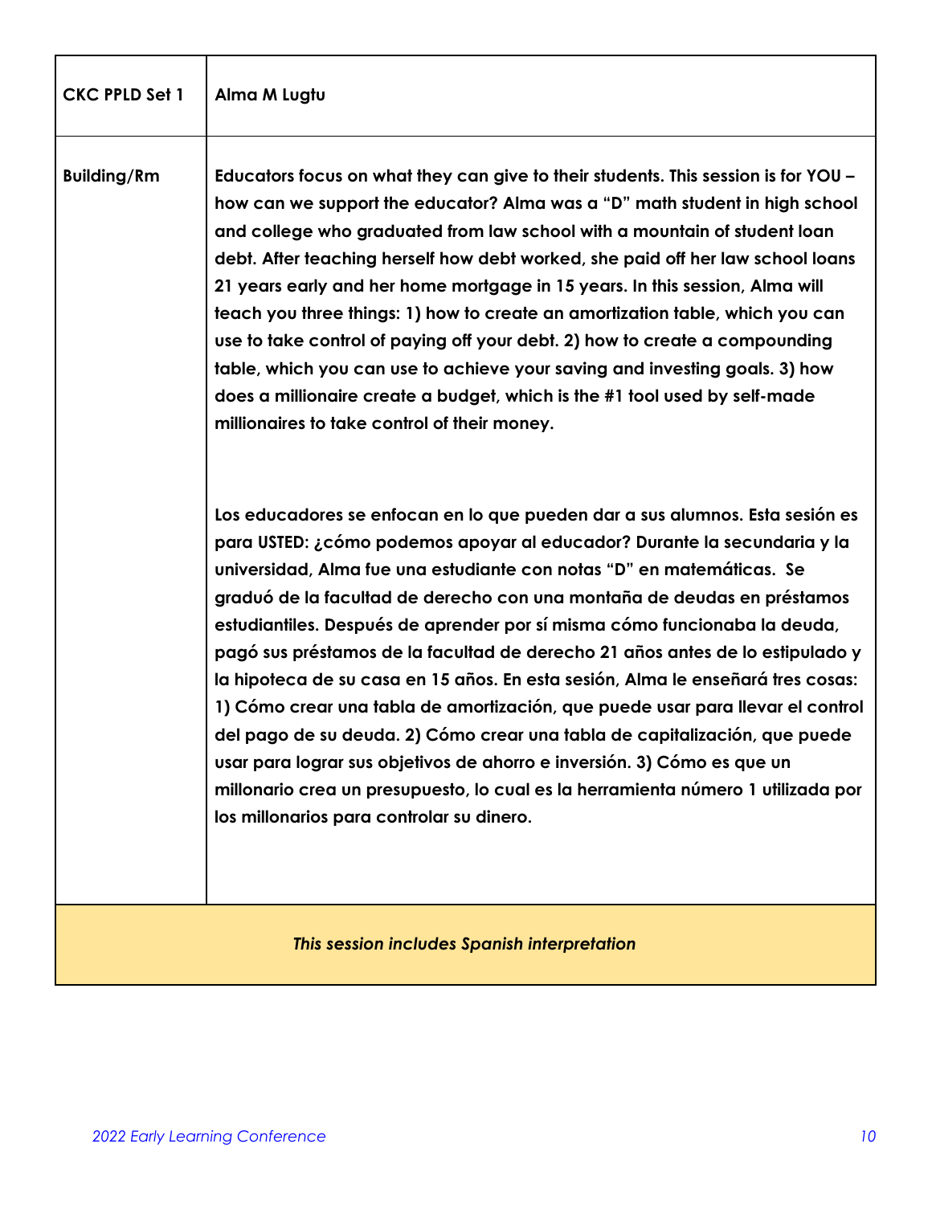| CKC PPLD Set 1 | Alma M Lugtu |
|---|---|
| Building/Rm | Educators focus on what they can give to their students. This session is for YOU – how can we support the educator? Alma was a "D" math student in high school and college who graduated from law school with a mountain of student loan debt. After teaching herself how debt worked, she paid off her law school loans 21 years early and her home mortgage in 15 years. In this session, Alma will teach you three things: 1) how to create an amortization table, which you can use to take control of paying off your debt. 2) how to create a compounding table, which you can use to achieve your saving and investing goals. 3) how does a millionaire create a budget, which is the #1 tool used by self-made millionaires to take control of their money.<br><br>Los educadores se enfocan en lo que pueden dar a sus alumnos. Esta sesión es para USTED: ¿cómo podemos apoyar al educador? Durante la secundaria y la universidad, Alma fue una estudiante con notas "D" en matemáticas. Se graduó de la facultad de derecho con una montaña de deudas en préstamos estudiantiles. Después de aprender por sí misma cómo funcionaba la deuda, pagó sus préstamos de la facultad de derecho 21 años antes de lo estipulado y la hipoteca de su casa en 15 años. En esta sesión, Alma le enseñará tres cosas: 1) Cómo crear una tabla de amortización, que puede usar para llevar el control del pago de su deuda. 2) Cómo crear una tabla de capitalización, que puede usar para lograr sus objetivos de ahorro e inversión. 3) Cómo es que un millonario crea un presupuesto, lo cual es la herramienta número 1 utilizada por los millonarios para controlar su dinero. |

*This session includes Spanish interpretation*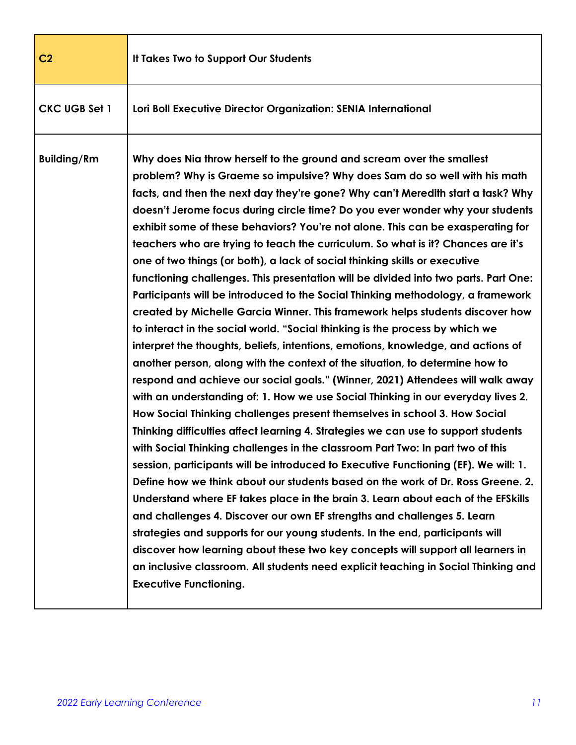| C2 | It Takes Two to Support Our Students |
|---|---|
| CKC UGB Set 1 | Lori Boll Executive Director Organization: SENIA International |
| Building/Rm | Why does Nia throw herself to the ground and scream over the smallest problem? Why is Graeme so impulsive? Why does Sam do so well with his math facts, and then the next day they're gone? Why can't Meredith start a task? Why doesn't Jerome focus during circle time? Do you ever wonder why your students exhibit some of these behaviors? You're not alone. This can be exasperating for teachers who are trying to teach the curriculum. So what is it? Chances are it's one of two things (or both), a lack of social thinking skills or executive functioning challenges. This presentation will be divided into two parts. Part One: Participants will be introduced to the Social Thinking methodology, a framework created by Michelle Garcia Winner. This framework helps students discover how to interact in the social world. "Social thinking is the process by which we interpret the thoughts, beliefs, intentions, emotions, knowledge, and actions of another person, along with the context of the situation, to determine how to respond and achieve our social goals." (Winner, 2021) Attendees will walk away with an understanding of: 1. How we use Social Thinking in our everyday lives 2. How Social Thinking challenges present themselves in school 3. How Social Thinking difficulties affect learning 4. Strategies we can use to support students with Social Thinking challenges in the classroom Part Two: In part two of this session, participants will be introduced to Executive Functioning (EF). We will: 1. Define how we think about our students based on the work of Dr. Ross Greene. 2. Understand where EF takes place in the brain 3. Learn about each of the EFSkills and challenges 4. Discover our own EF strengths and challenges 5. Learn strategies and supports for our young students. In the end, participants will discover how learning about these two key concepts will support all learners in an inclusive classroom. All students need explicit teaching in Social Thinking and Executive Functioning. |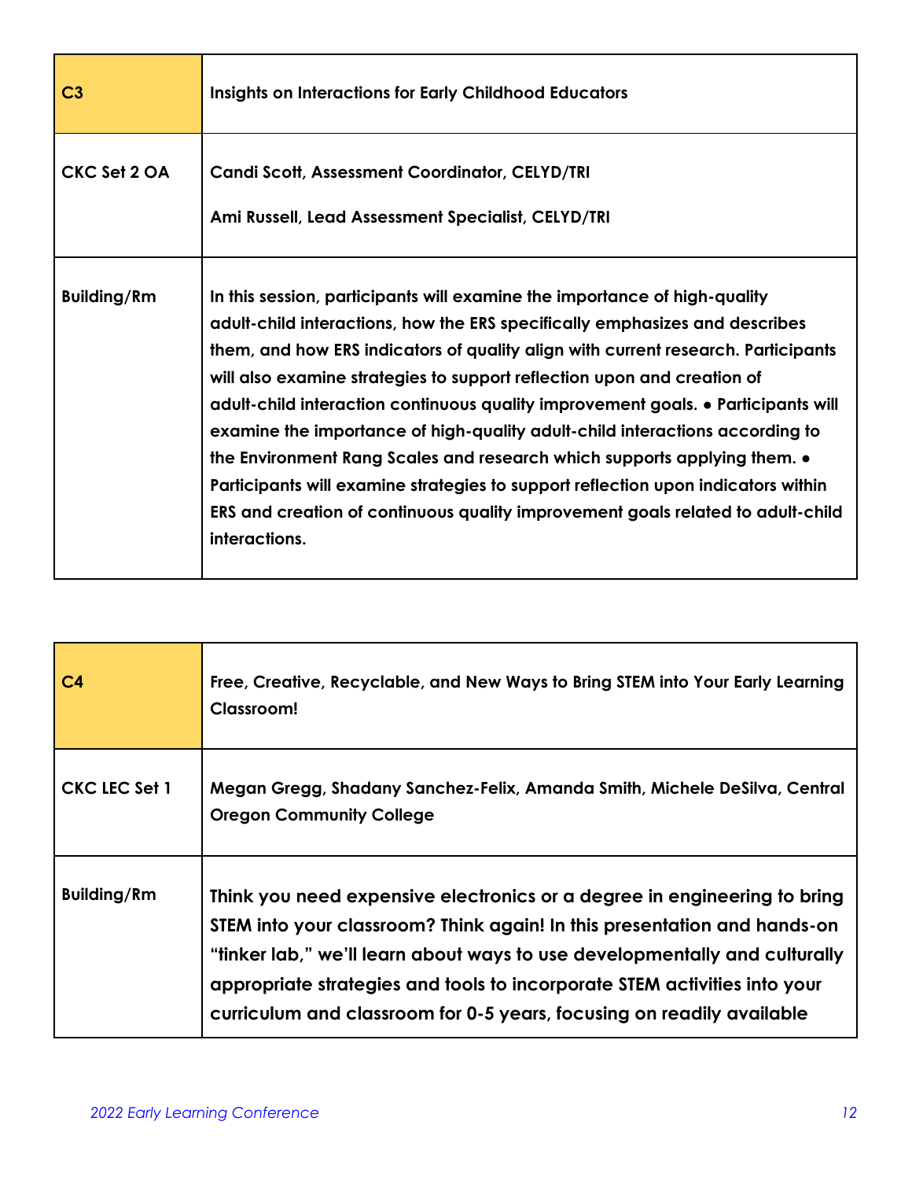| C3 | Insights on Interactions for Early Childhood Educators |
|---|---|
| CKC Set 2 OA | Candi Scott, Assessment Coordinator, CELYD/TRI<br><br>Ami Russell, Lead Assessment Specialist, CELYD/TRI |
| Building/Rm | In this session, participants will examine the importance of high-quality adult-child interactions, how the ERS specifically emphasizes and describes them, and how ERS indicators of quality align with current research. Participants will also examine strategies to support reflection upon and creation of adult-child interaction continuous quality improvement goals. • Participants will examine the importance of high-quality adult-child interactions according to the Environment Rang Scales and research which supports applying them. • Participants will examine strategies to support reflection upon indicators within ERS and creation of continuous quality improvement goals related to adult-child interactions. |

| C4 | Free, Creative, Recyclable, and New Ways to Bring STEM into Your Early Learning Classroom! |
|---|---|
| CKC LEC Set 1 | Megan Gregg, Shadany Sanchez-Felix, Amanda Smith, Michele DeSilva, Central Oregon Community College |
| Building/Rm | Think you need expensive electronics or a degree in engineering to bring STEM into your classroom? Think again! In this presentation and hands-on "tinker lab," we'll learn about ways to use developmentally and culturally appropriate strategies and tools to incorporate STEM activities into your curriculum and classroom for 0-5 years, focusing on readily available |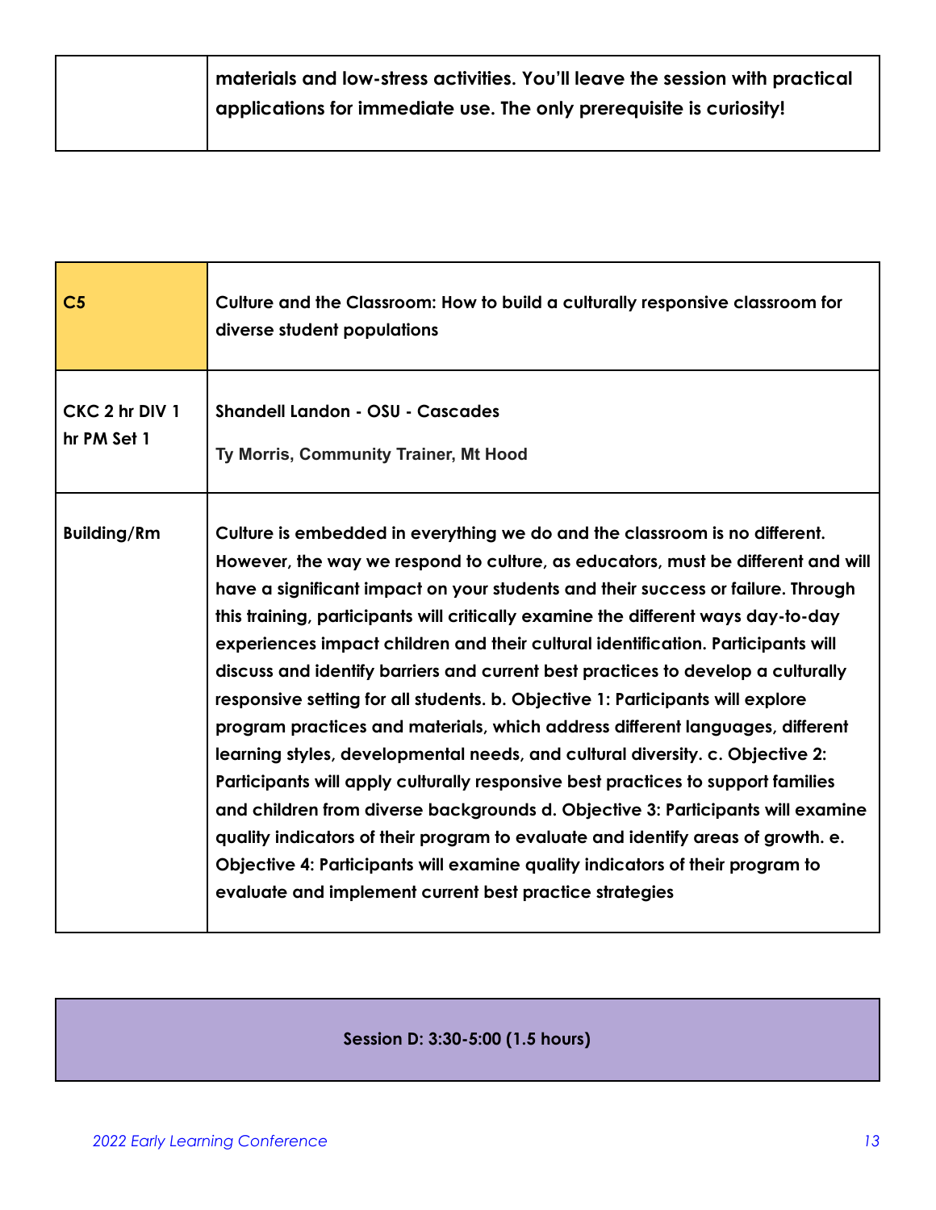| | |
|---|---|
| | materials and low-stress activities. You'll leave the session with practical applications for immediate use. The only prerequisite is curiosity! |

| | |
|---|---|
| **C5** | **Culture and the Classroom: How to build a culturally responsive classroom for diverse student populations** |
| **CKC 2 hr DIV 1 hr PM Set 1** | **Shandell Landon - OSU - Cascades**<br><br>**Ty Morris, Community Trainer, Mt Hood** |
| **Building/Rm** | **Culture is embedded in everything we do and the classroom is no different. However, the way we respond to culture, as educators, must be different and will have a significant impact on your students and their success or failure. Through this training, participants will critically examine the different ways day-to-day experiences impact children and their cultural identification. Participants will discuss and identify barriers and current best practices to develop a culturally responsive setting for all students. b. Objective 1: Participants will explore program practices and materials, which address different languages, different learning styles, developmental needs, and cultural diversity. c. Objective 2: Participants will apply culturally responsive best practices to support families and children from diverse backgrounds d. Objective 3: Participants will examine quality indicators of their program to evaluate and identify areas of growth. e. Objective 4: Participants will examine quality indicators of their program to evaluate and implement current best practice strategies** |

**Session D: 3:30-5:00 (1.5 hours)**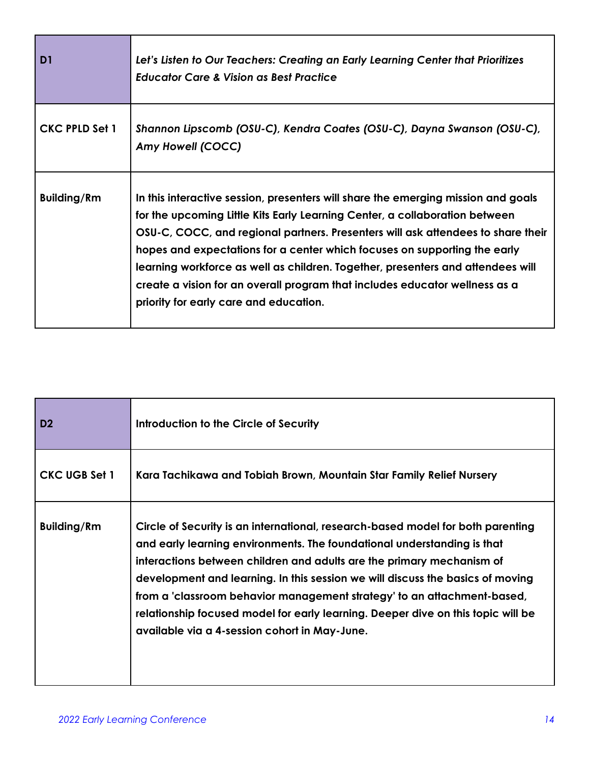| D1 | *Let's Listen to Our Teachers: Creating an Early Learning Center that Prioritizes Educator Care & Vision as Best Practice* |
|---|---|
| **CKC PPLD Set 1** | ***Shannon Lipscomb (OSU-C), Kendra Coates (OSU-C), Dayna Swanson (OSU-C), Amy Howell (COCC)*** |
| **Building/Rm** | **In this interactive session, presenters will share the emerging mission and goals for the upcoming Little Kits Early Learning Center, a collaboration between OSU-C, COCC, and regional partners. Presenters will ask attendees to share their hopes and expectations for a center which focuses on supporting the early learning workforce as well as children. Together, presenters and attendees will create a vision for an overall program that includes educator wellness as a priority for early care and education.** |

| D2 | Introduction to the Circle of Security |
|---|---|
| **CKC UGB Set 1** | **Kara Tachikawa and Tobiah Brown, Mountain Star Family Relief Nursery** |
| **Building/Rm** | **Circle of Security is an international, research-based model for both parenting and early learning environments. The foundational understanding is that interactions between children and adults are the primary mechanism of development and learning. In this session we will discuss the basics of moving from a 'classroom behavior management strategy' to an attachment-based, relationship focused model for early learning. Deeper dive on this topic will be available via a 4-session cohort in May-June.** |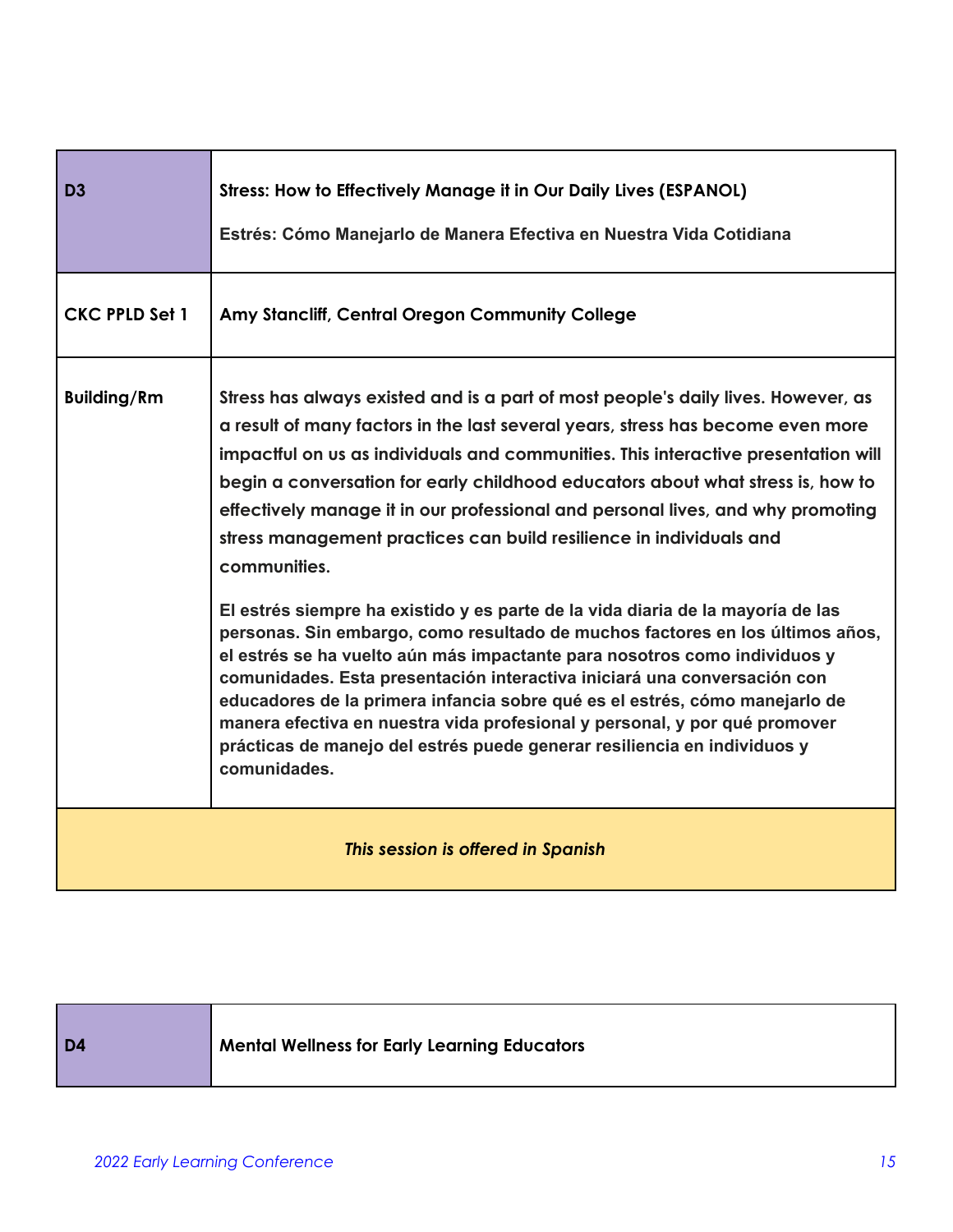| D3 | **Stress: How to Effectively Manage it in Our Daily Lives (ESPANOL)**<br><br>**Estrés: Cómo Manejarlo de Manera Efectiva en Nuestra Vida Cotidiana** |
|---|---|
| **CKC PPLD Set 1** | **Amy Stancliff, Central Oregon Community College** |
| **Building/Rm** | Stress has always existed and is a part of most people's daily lives. However, as a result of many factors in the last several years, stress has become even more impactful on us as individuals and communities. This interactive presentation will begin a conversation for early childhood educators about what stress is, how to effectively manage it in our professional and personal lives, and why promoting stress management practices can build resilience in individuals and communities.<br><br>El estrés siempre ha existido y es parte de la vida diaria de la mayoría de las personas. Sin embargo, como resultado de muchos factores en los últimos años, el estrés se ha vuelto aún más impactante para nosotros como individuos y comunidades. Esta presentación interactiva iniciará una conversación con educadores de la primera infancia sobre qué es el estrés, cómo manejarlo de manera efectiva en nuestra vida profesional y personal, y por qué promover prácticas de manejo del estrés puede generar resiliencia en individuos y comunidades. |
| *This session is offered in Spanish* | |

| D4 | **Mental Wellness for Early Learning Educators** |
|---|---|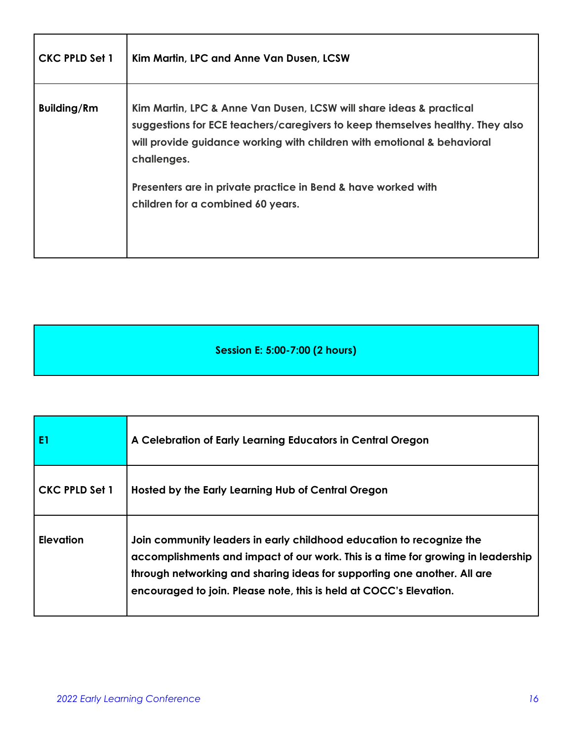| CKC PPLD Set 1 | Kim Martin, LPC and Anne Van Dusen, LCSW |
|---|---|
| Building/Rm | Kim Martin, LPC & Anne Van Dusen, LCSW will share ideas & practical suggestions for ECE teachers/caregivers to keep themselves healthy. They also will provide guidance working with children with emotional & behavioral challenges.<br><br>Presenters are in private practice in Bend & have worked with children for a combined 60 years. |

**Session E: 5:00-7:00 (2 hours)**

| E1 | A Celebration of Early Learning Educators in Central Oregon |
|---|---|
| CKC PPLD Set 1 | Hosted by the Early Learning Hub of Central Oregon |
| Elevation | Join community leaders in early childhood education to recognize the accomplishments and impact of our work. This is a time for growing in leadership through networking and sharing ideas for supporting one another. All are encouraged to join. Please note, this is held at COCC's Elevation. |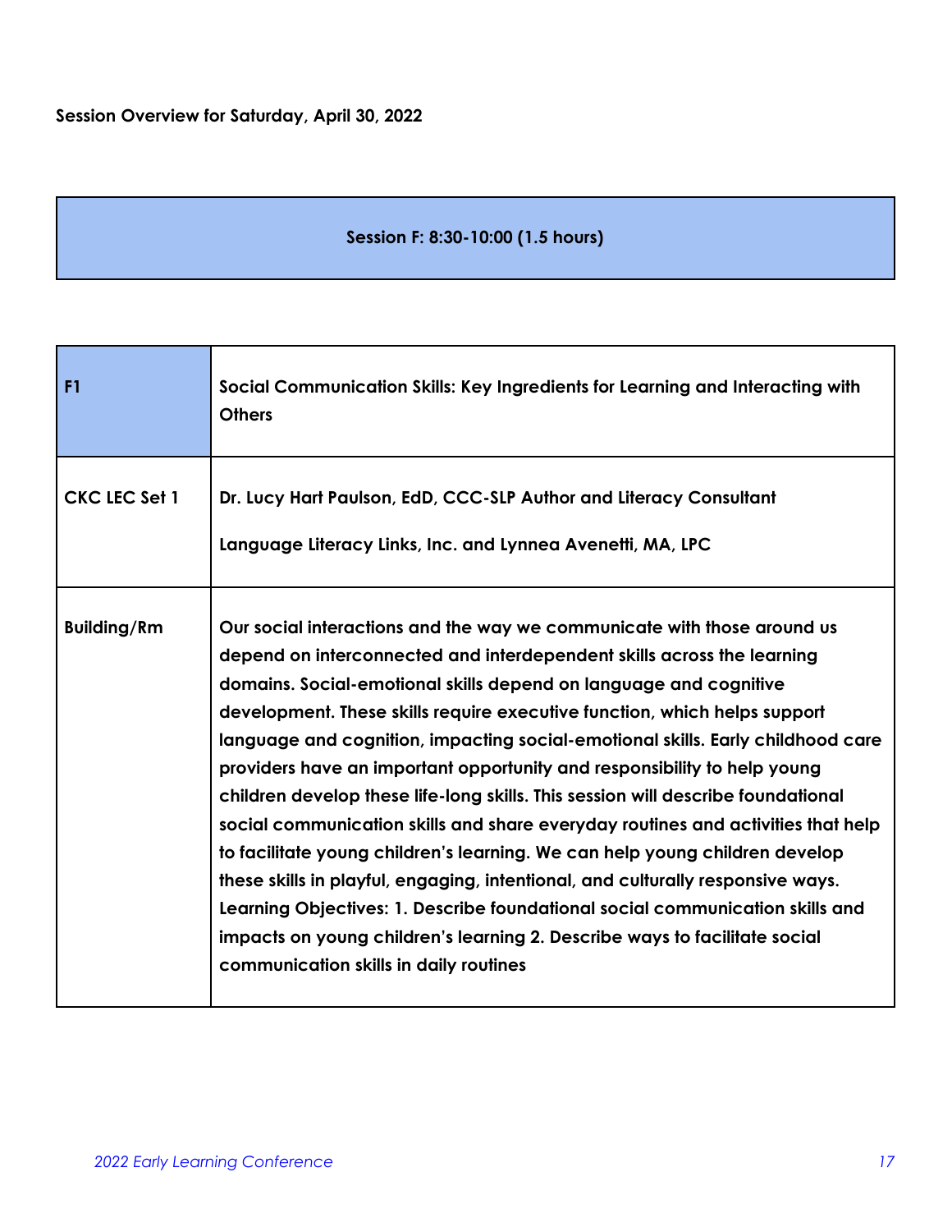**Session Overview for Saturday, April 30, 2022**

| Session F: 8:30-10:00 (1.5 hours) |
|---|

| F1 | Social Communication Skills: Key Ingredients for Learning and Interacting with Others |
|---|---|
| CKC LEC Set 1 | Dr. Lucy Hart Paulson, EdD, CCC-SLP Author and Literacy Consultant<br><br>Language Literacy Links, Inc. and Lynnea Avenetti, MA, LPC |
| Building/Rm | Our social interactions and the way we communicate with those around us depend on interconnected and interdependent skills across the learning domains. Social-emotional skills depend on language and cognitive development. These skills require executive function, which helps support language and cognition, impacting social-emotional skills. Early childhood care providers have an important opportunity and responsibility to help young children develop these life-long skills. This session will describe foundational social communication skills and share everyday routines and activities that help to facilitate young children's learning. We can help young children develop these skills in playful, engaging, intentional, and culturally responsive ways. Learning Objectives: 1. Describe foundational social communication skills and impacts on young children's learning 2. Describe ways to facilitate social communication skills in daily routines |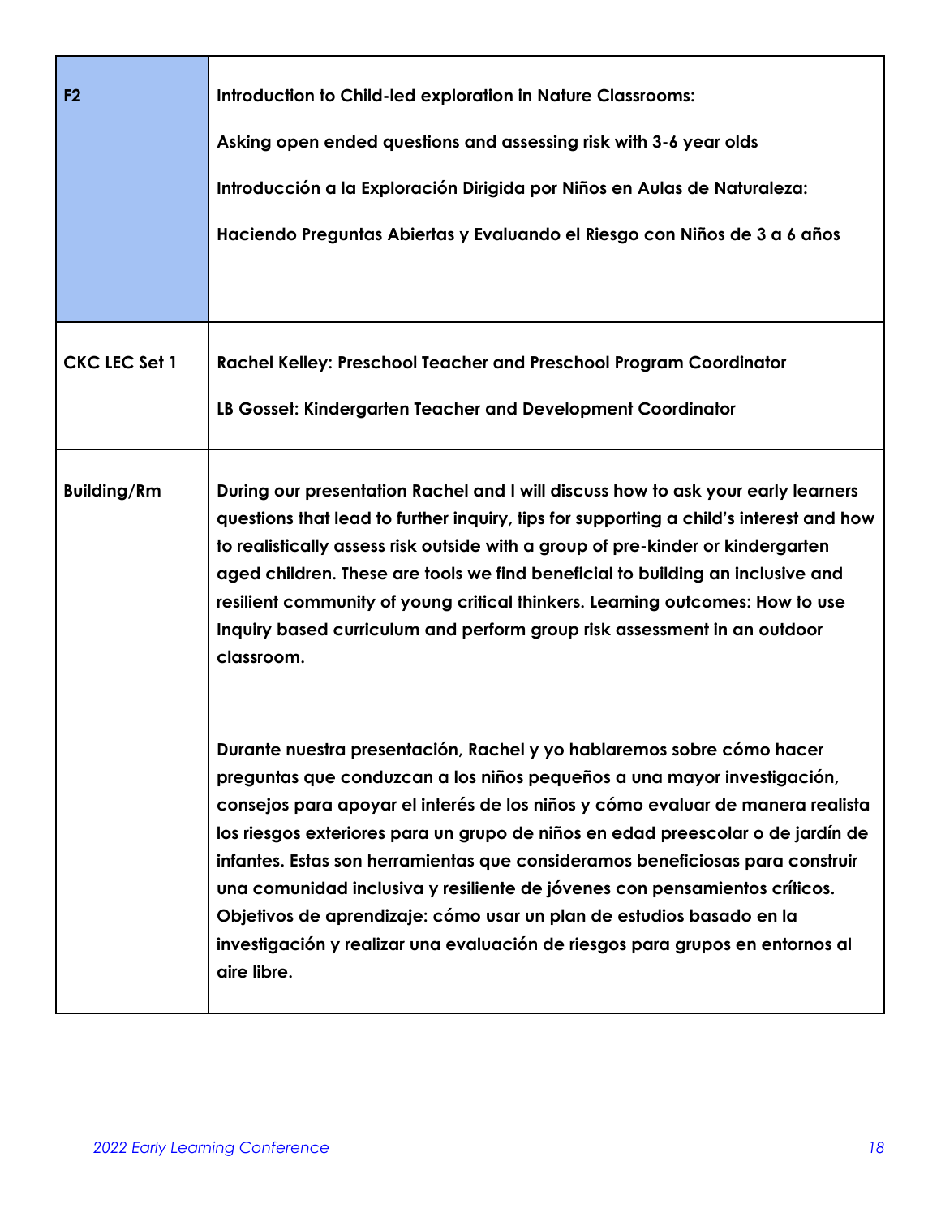| F2 | **Introduction to Child-led exploration in Nature Classrooms:**<br><br>**Asking open ended questions and assessing risk with 3-6 year olds**<br><br>**Introducción a la Exploración Dirigida por Niños en Aulas de Naturaleza:**<br><br>**Haciendo Preguntas Abiertas y Evaluando el Riesgo con Niños de 3 a 6 años** |
|---|---|
| **CKC LEC Set 1** | **Rachel Kelley: Preschool Teacher and Preschool Program Coordinator**<br><br>**LB Gosset: Kindergarten Teacher and Development Coordinator** |
| **Building/Rm** | **During our presentation Rachel and I will discuss how to ask your early learners questions that lead to further inquiry, tips for supporting a child's interest and how to realistically assess risk outside with a group of pre-kinder or kindergarten aged children. These are tools we find beneficial to building an inclusive and resilient community of young critical thinkers. Learning outcomes: How to use Inquiry based curriculum and perform group risk assessment in an outdoor classroom.**<br><br>**Durante nuestra presentación, Rachel y yo hablaremos sobre cómo hacer preguntas que conduzcan a los niños pequeños a una mayor investigación, consejos para apoyar el interés de los niños y cómo evaluar de manera realista los riesgos exteriores para un grupo de niños en edad preescolar o de jardín de infantes. Estas son herramientas que consideramos beneficiosas para construir una comunidad inclusiva y resiliente de jóvenes con pensamientos críticos. Objetivos de aprendizaje: cómo usar un plan de estudios basado en la investigación y realizar una evaluación de riesgos para grupos en entornos al aire libre.** |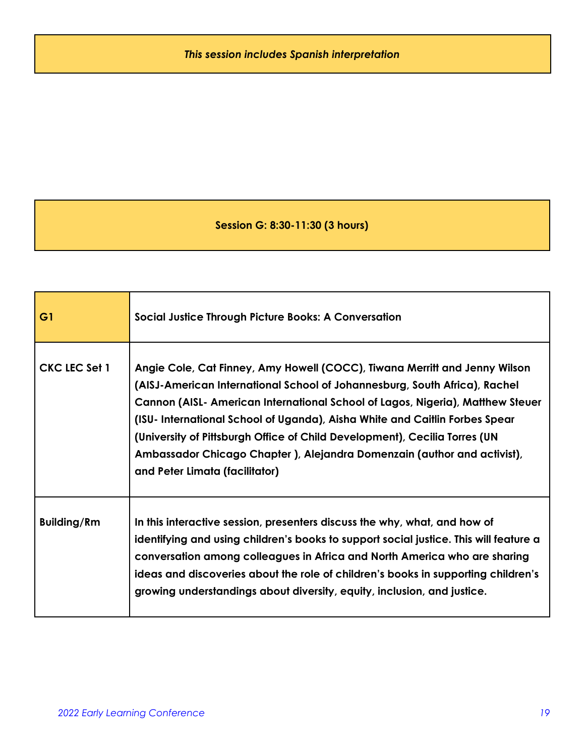*This session includes Spanish interpretation*

**Session G: 8:30-11:30 (3 hours)**

| G1 | Social Justice Through Picture Books: A Conversation |
|---|---|
| CKC LEC Set 1 | Angie Cole, Cat Finney, Amy Howell (COCC), Tiwana Merritt and Jenny Wilson (AISJ-American International School of Johannesburg, South Africa), Rachel Cannon (AISL- American International School of Lagos, Nigeria), Matthew Steuer (ISU- International School of Uganda), Aisha White and Caitlin Forbes Spear (University of Pittsburgh Office of Child Development), Cecilia Torres (UN Ambassador Chicago Chapter ), Alejandra Domenzain (author and activist), and Peter Limata (facilitator) |
| Building/Rm | In this interactive session, presenters discuss the why, what, and how of identifying and using children's books to support social justice. This will feature a conversation among colleagues in Africa and North America who are sharing ideas and discoveries about the role of children's books in supporting children's growing understandings about diversity, equity, inclusion, and justice. |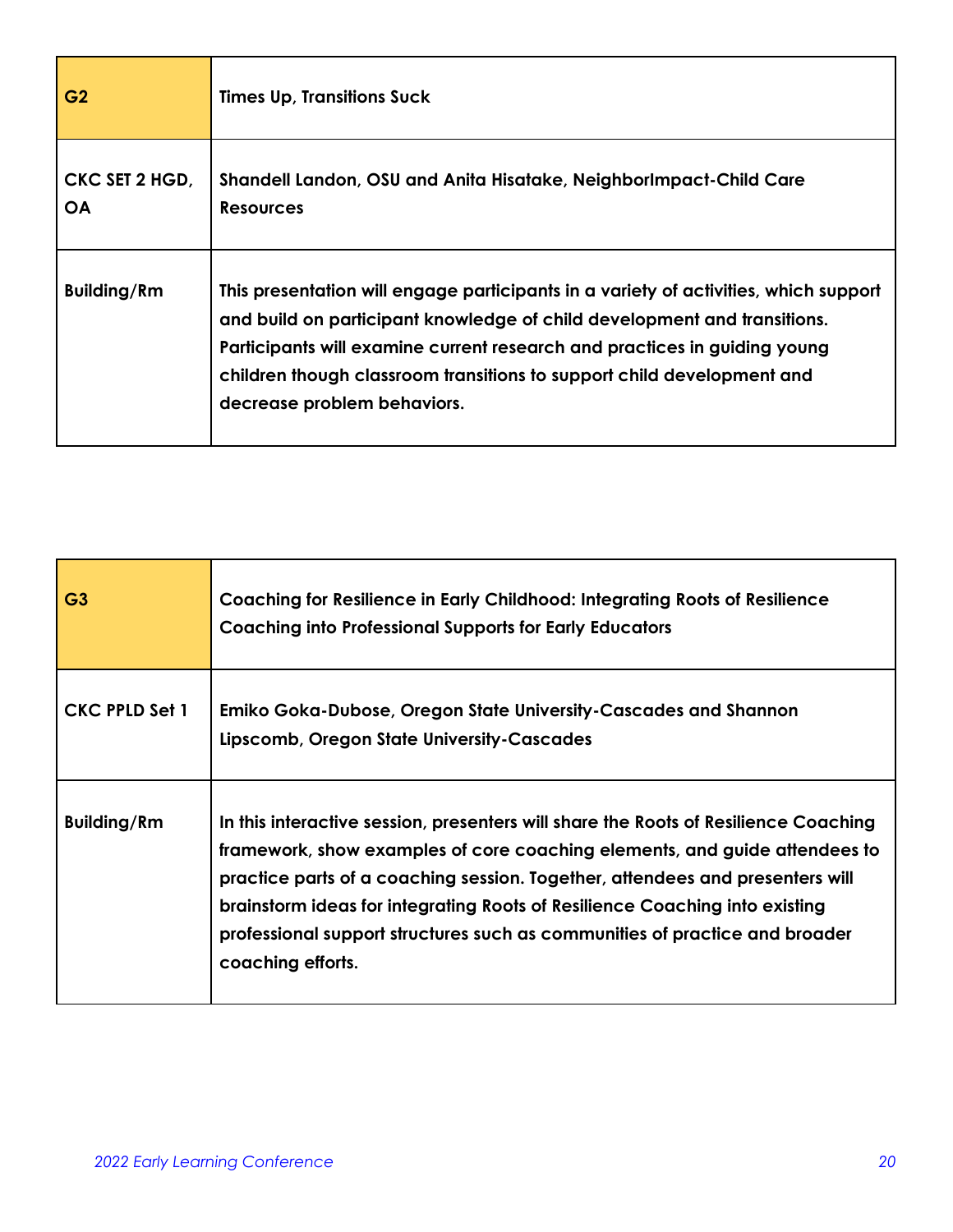| G2 | Times Up, Transitions Suck |
| --- | --- |
| CKC SET 2 HGD, OA | Shandell Landon, OSU and Anita Hisatake, NeighborImpact-Child Care Resources |
| Building/Rm | This presentation will engage participants in a variety of activities, which support and build on participant knowledge of child development and transitions. Participants will examine current research and practices in guiding young children though classroom transitions to support child development and decrease problem behaviors. |

| G3 | Coaching for Resilience in Early Childhood: Integrating Roots of Resilience Coaching into Professional Supports for Early Educators |
| --- | --- |
| CKC PPLD Set 1 | Emiko Goka-Dubose, Oregon State University-Cascades and Shannon Lipscomb, Oregon State University-Cascades |
| Building/Rm | In this interactive session, presenters will share the Roots of Resilience Coaching framework, show examples of core coaching elements, and guide attendees to practice parts of a coaching session. Together, attendees and presenters will brainstorm ideas for integrating Roots of Resilience Coaching into existing professional support structures such as communities of practice and broader coaching efforts. |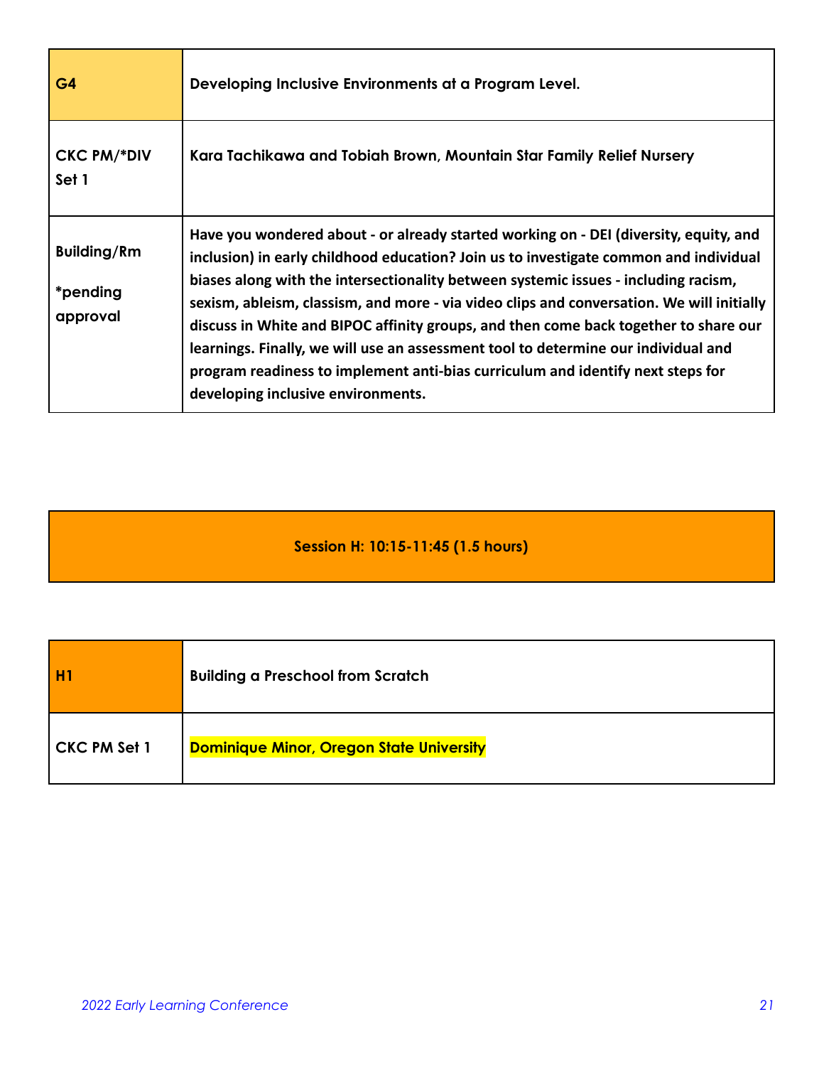| G4 | Developing Inclusive Environments at a Program Level. |
| --- | --- |
| CKC PM/*DIV Set 1 | Kara Tachikawa and Tobiah Brown, Mountain Star Family Relief Nursery |
| Building/Rm<br><br>*pending approval | Have you wondered about - or already started working on - DEI (diversity, equity, and inclusion) in early childhood education? Join us to investigate common and individual biases along with the intersectionality between systemic issues - including racism, sexism, ableism, classism, and more - via video clips and conversation. We will initially discuss in White and BIPOC affinity groups, and then come back together to share our learnings. Finally, we will use an assessment tool to determine our individual and program readiness to implement anti-bias curriculum and identify next steps for developing inclusive environments. |

## Session H: 10:15-11:45 (1.5 hours)

| H1 | Building a Preschool from Scratch |
| --- | --- |
| CKC PM Set 1 | Dominique Minor, Oregon State University |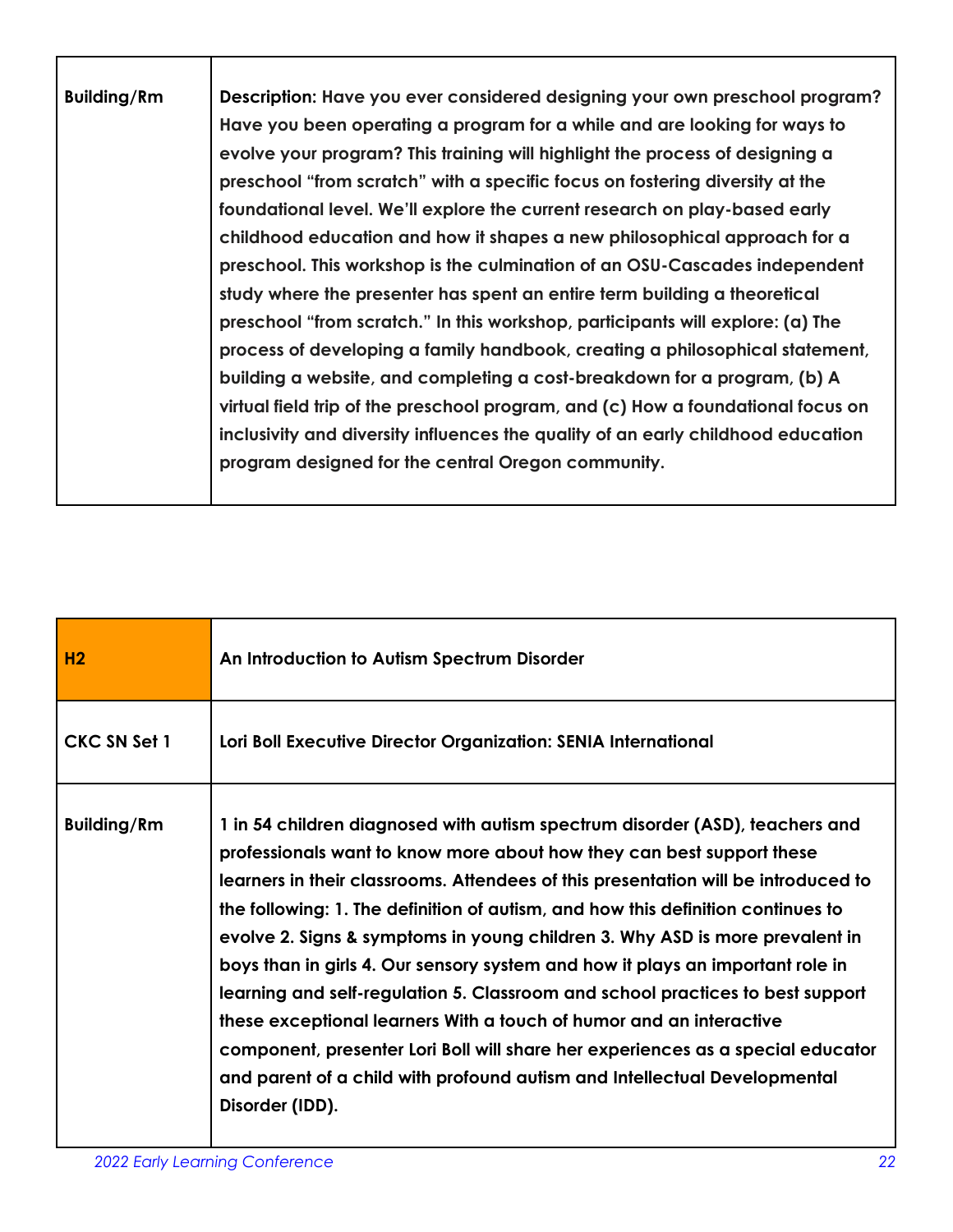| Building/Rm | Description: Have you ever considered designing your own preschool program? Have you been operating a program for a while and are looking for ways to evolve your program? This training will highlight the process of designing a preschool "from scratch" with a specific focus on fostering diversity at the foundational level. We'll explore the current research on play-based early childhood education and how it shapes a new philosophical approach for a preschool. This workshop is the culmination of an OSU-Cascades independent study where the presenter has spent an entire term building a theoretical preschool "from scratch." In this workshop, participants will explore: (a) The process of developing a family handbook, creating a philosophical statement, building a website, and completing a cost-breakdown for a program, (b) A virtual field trip of the preschool program, and (c) How a foundational focus on inclusivity and diversity influences the quality of an early childhood education program designed for the central Oregon community. |
|---|---|

| H2 | An Introduction to Autism Spectrum Disorder |
|---|---|
| CKC SN Set 1 | Lori Boll Executive Director Organization: SENIA International |
| Building/Rm | 1 in 54 children diagnosed with autism spectrum disorder (ASD), teachers and professionals want to know more about how they can best support these learners in their classrooms. Attendees of this presentation will be introduced to the following: 1. The definition of autism, and how this definition continues to evolve 2. Signs & symptoms in young children 3. Why ASD is more prevalent in boys than in girls 4. Our sensory system and how it plays an important role in learning and self-regulation 5. Classroom and school practices to best support these exceptional learners With a touch of humor and an interactive component, presenter Lori Boll will share her experiences as a special educator and parent of a child with profound autism and Intellectual Developmental Disorder (IDD). |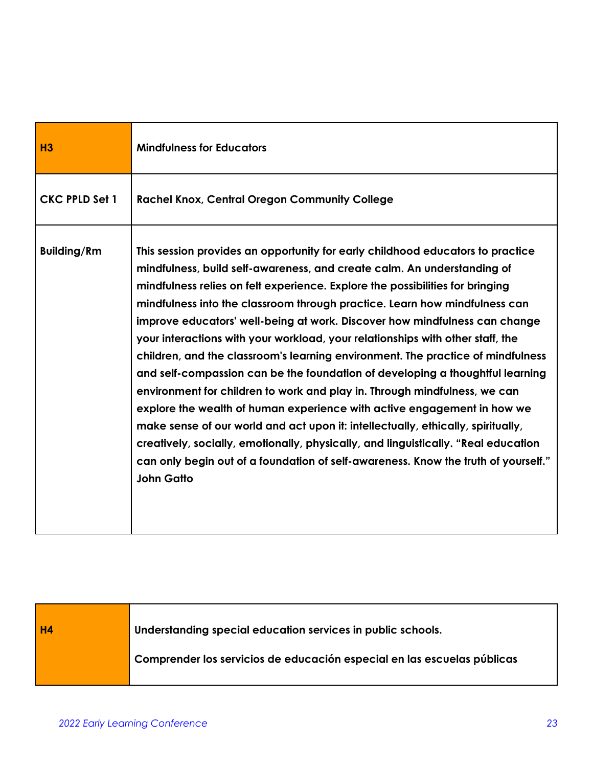| H3 | Mindfulness for Educators |
|---|---|
| CKC PPLD Set 1 | Rachel Knox, Central Oregon Community College |
| Building/Rm | This session provides an opportunity for early childhood educators to practice mindfulness, build self-awareness, and create calm. An understanding of mindfulness relies on felt experience. Explore the possibilities for bringing mindfulness into the classroom through practice. Learn how mindfulness can improve educators' well-being at work. Discover how mindfulness can change your interactions with your workload, your relationships with other staff, the children, and the classroom's learning environment. The practice of mindfulness and self-compassion can be the foundation of developing a thoughtful learning environment for children to work and play in. Through mindfulness, we can explore the wealth of human experience with active engagement in how we make sense of our world and act upon it: intellectually, ethically, spiritually, creatively, socially, emotionally, physically, and linguistically. "Real education can only begin out of a foundation of self-awareness. Know the truth of yourself." John Gatto |

| H4 | Understanding special education services in public schools.<br><br>Comprender los servicios de educación especial en las escuelas públicas |
|---|---|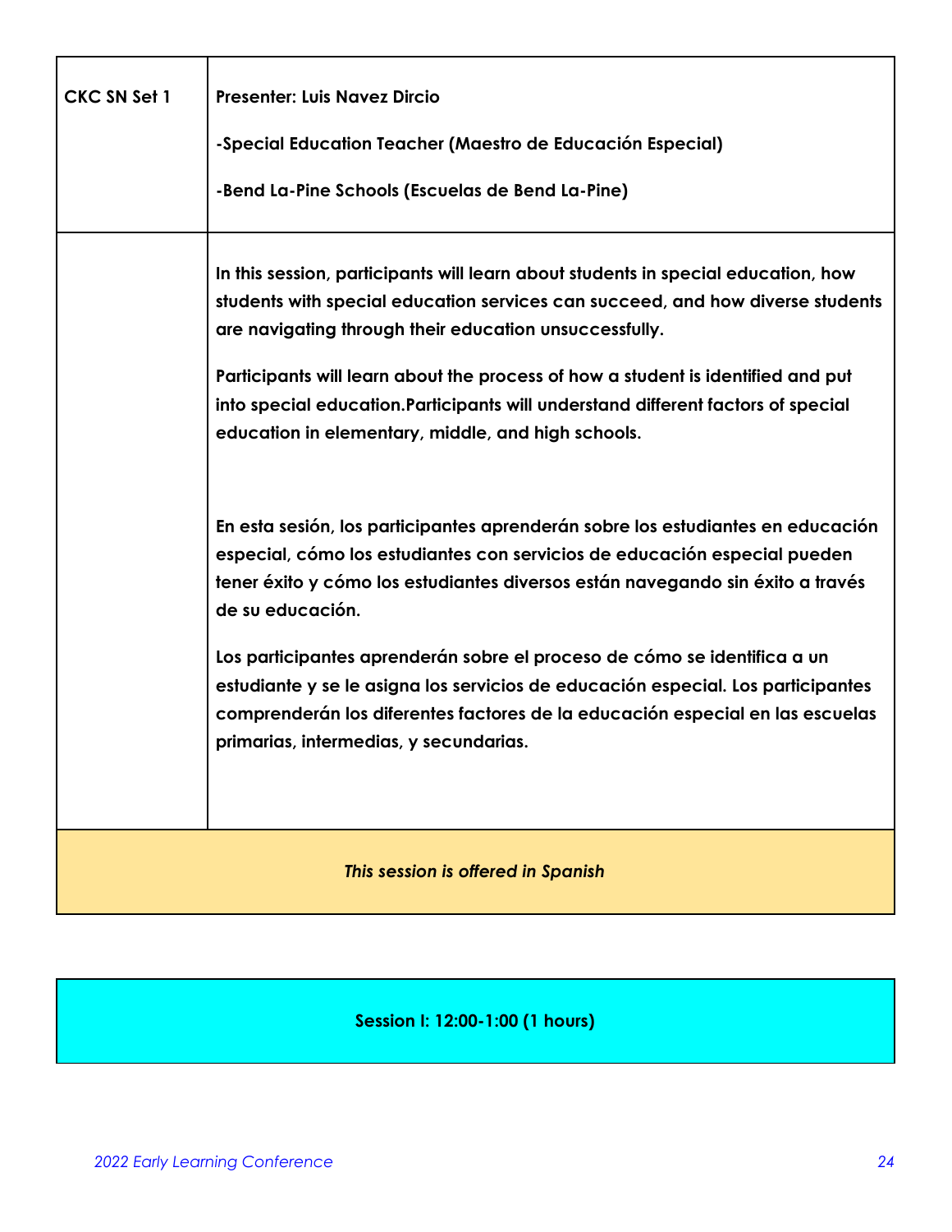| CKC SN Set 1 | **Presenter: Luis Navez Dircio**<br><br>**-Special Education Teacher (Maestro de Educación Especial)**<br><br>**-Bend La-Pine Schools (Escuelas de Bend La-Pine)** |
|---|---|
| | **In this session, participants will learn about students in special education, how students with special education services can succeed, and how diverse students are navigating through their education unsuccessfully.**<br><br>**Participants will learn about the process of how a student is identified and put into special education.Participants will understand different factors of special education in elementary, middle, and high schools.**<br><br>**En esta sesión, los participantes aprenderán sobre los estudiantes en educación especial, cómo los estudiantes con servicios de educación especial pueden tener éxito y cómo los estudiantes diversos están navegando sin éxito a través de su educación.**<br><br>**Los participantes aprenderán sobre el proceso de cómo se identifica a un estudiante y se le asigna los servicios de educación especial. Los participantes comprenderán los diferentes factores de la educación especial en las escuelas primarias, intermedias, y secundarias.** |
| ***This session is offered in Spanish*** | |

**Session I: 12:00-1:00 (1 hours)**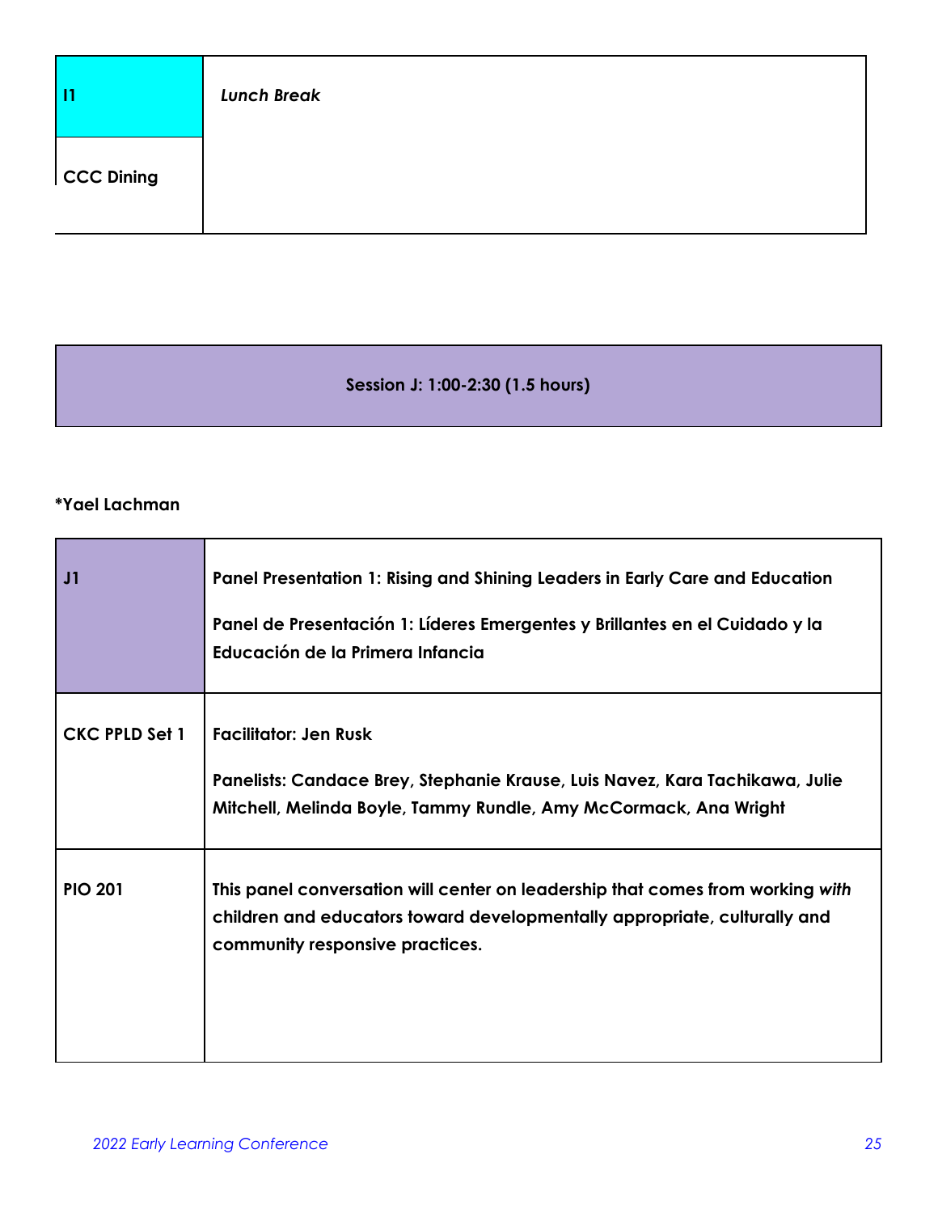| I1 | *Lunch Break* |
| --- | --- |
| CCC Dining | |

**Session J: 1:00-2:30 (1.5 hours)**

***Yael Lachman**

| J1 | **Panel Presentation 1: Rising and Shining Leaders in Early Care and Education** <br><br> **Panel de Presentación 1: Líderes Emergentes y Brillantes en el Cuidado y la Educación de la Primera Infancia** |
| --- | --- |
| **CKC PPLD Set 1** | **Facilitator: Jen Rusk** <br><br> **Panelists: Candace Brey, Stephanie Krause, Luis Navez, Kara Tachikawa, Julie Mitchell, Melinda Boyle, Tammy Rundle, Amy McCormack, Ana Wright** |
| **PIO 201** | **This panel conversation will center on leadership that comes from working *with* children and educators toward developmentally appropriate, culturally and community responsive practices.** |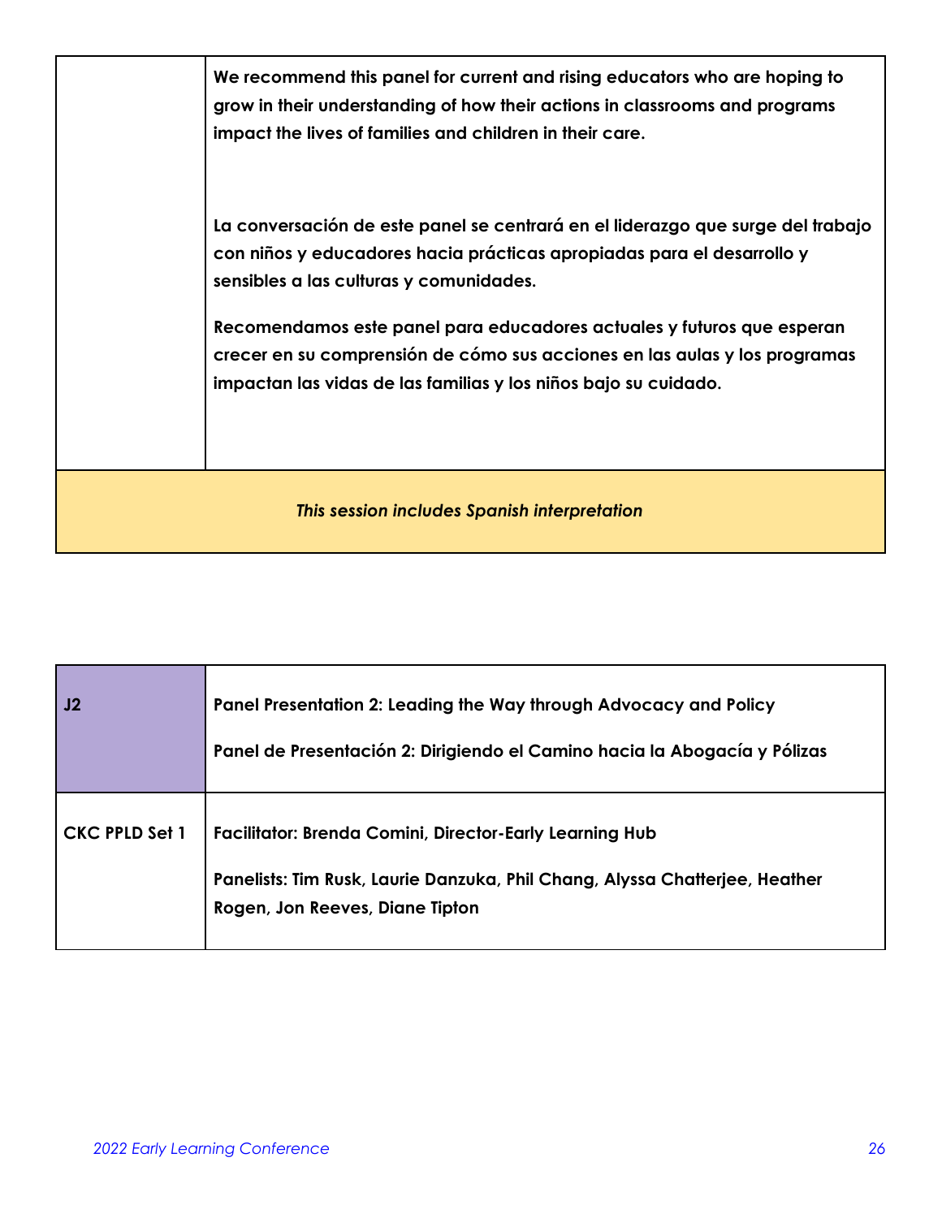| | |
|---|---|
| | We recommend this panel for current and rising educators who are hoping to grow in their understanding of how their actions in classrooms and programs impact the lives of families and children in their care.<br><br>La conversación de este panel se centrará en el liderazgo que surge del trabajo con niños y educadores hacia prácticas apropiadas para el desarrollo y sensibles a las culturas y comunidades.<br><br>Recomendamos este panel para educadores actuales y futuros que esperan crecer en su comprensión de cómo sus acciones en las aulas y los programas impactan las vidas de las familias y los niños bajo su cuidado. |
| *This session includes Spanish interpretation* | |

| **J2** | **Panel Presentation 2: Leading the Way through Advocacy and Policy**<br><br>**Panel de Presentación 2: Dirigiendo el Camino hacia la Abogacía y Pólizas** |
|---|---|
| **CKC PPLD Set 1** | **Facilitator: Brenda Comini, Director-Early Learning Hub**<br><br>**Panelists: Tim Rusk, Laurie Danzuka, Phil Chang, Alyssa Chatterjee, Heather Rogen, Jon Reeves, Diane Tipton** |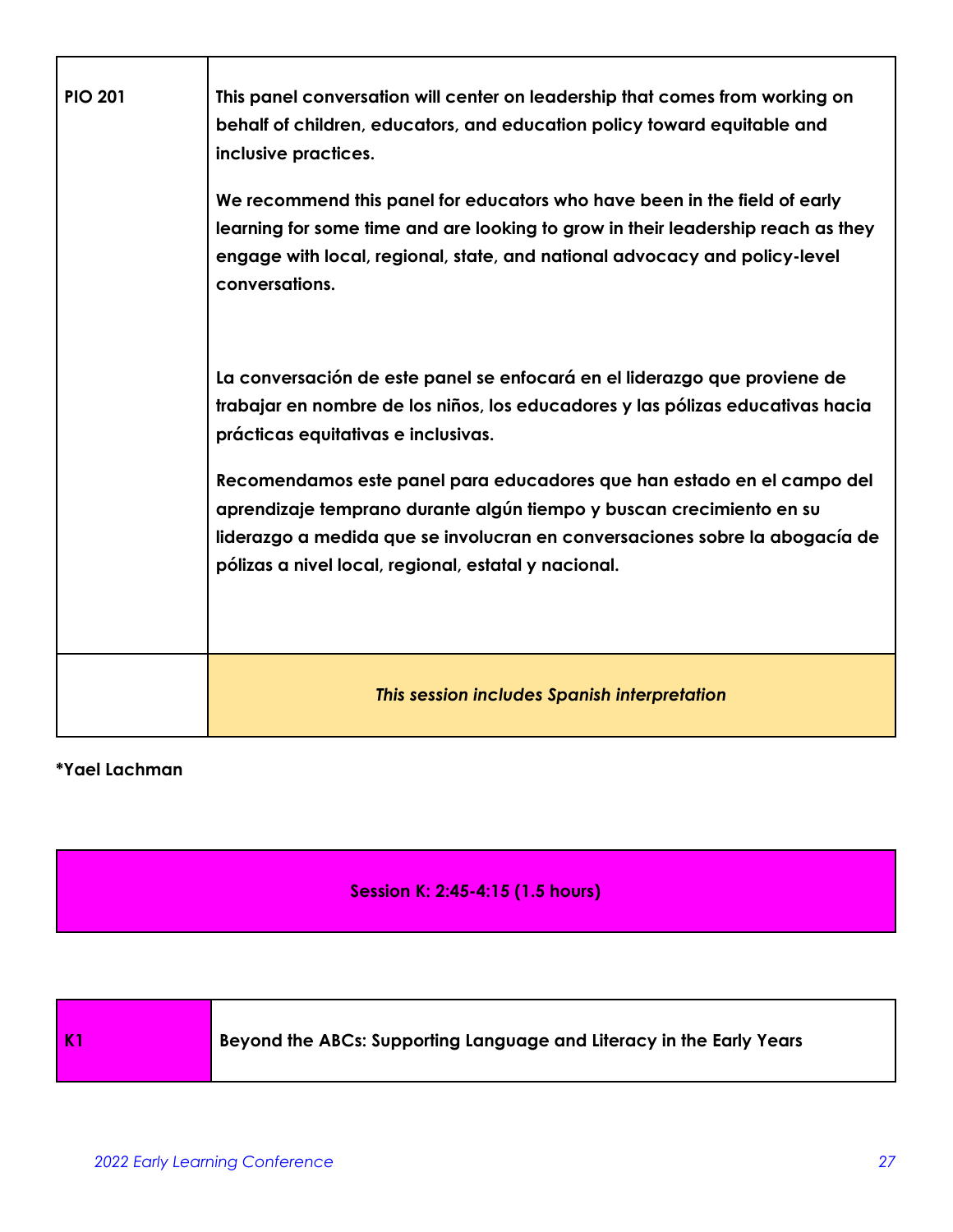| | |
|---|---|
| **PIO 201** | **This panel conversation will center on leadership that comes from working on behalf of children, educators, and education policy toward equitable and inclusive practices.**<br><br>**We recommend this panel for educators who have been in the field of early learning for some time and are looking to grow in their leadership reach as they engage with local, regional, state, and national advocacy and policy-level conversations.**<br><br>**La conversación de este panel se enfocará en el liderazgo que proviene de trabajar en nombre de los niños, los educadores y las pólizas educativas hacia prácticas equitativas e inclusivas.**<br><br>**Recomendamos este panel para educadores que han estado en el campo del aprendizaje temprano durante algún tiempo y buscan crecimiento en su liderazgo a medida que se involucran en conversaciones sobre la abogacía de pólizas a nivel local, regional, estatal y nacional.** |
| | ***This session includes Spanish interpretation*** |

**\*Yael Lachman**

**Session K: 2:45-4:15 (1.5 hours)**

| | |
|---|---|
| **K1** | **Beyond the ABCs: Supporting Language and Literacy in the Early Years** |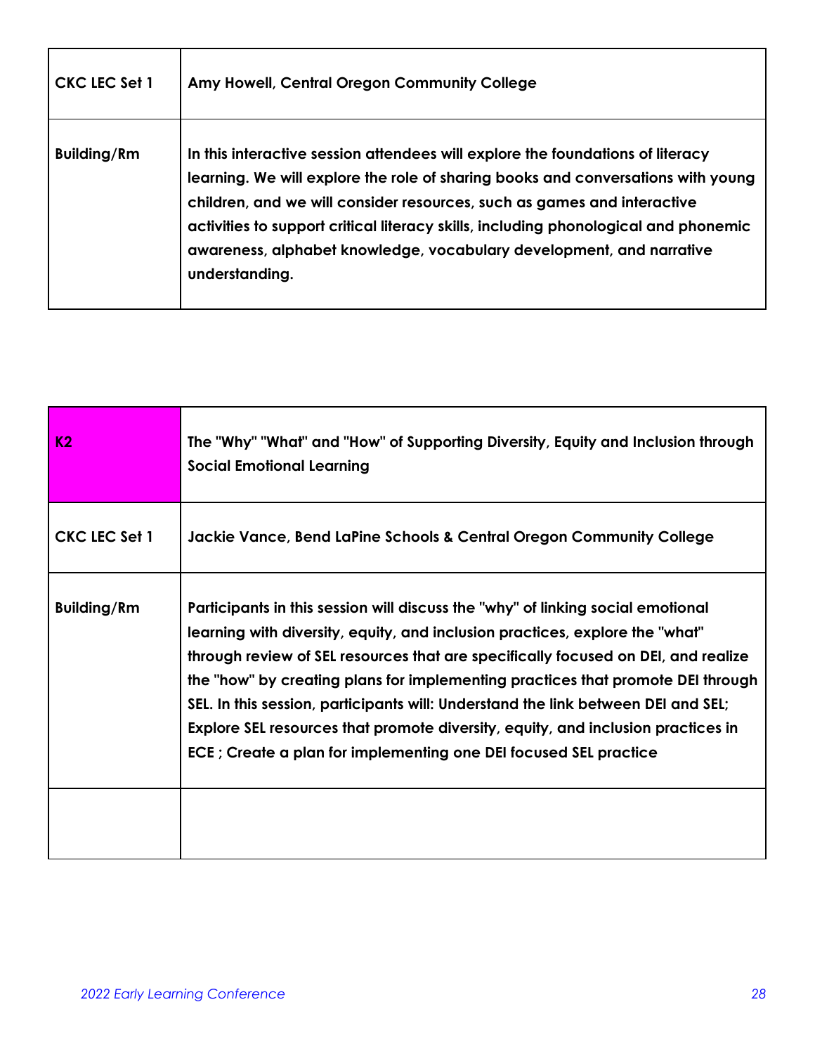| CKC LEC Set 1 | Amy Howell, Central Oregon Community College |
|---|---|
| Building/Rm | In this interactive session attendees will explore the foundations of literacy learning. We will explore the role of sharing books and conversations with young children, and we will consider resources, such as games and interactive activities to support critical literacy skills, including phonological and phonemic awareness, alphabet knowledge, vocabulary development, and narrative understanding. |

| K2 | The "Why" "What" and "How" of Supporting Diversity, Equity and Inclusion through Social Emotional Learning |
|---|---|
| CKC LEC Set 1 | Jackie Vance, Bend LaPine Schools & Central Oregon Community College |
| Building/Rm | Participants in this session will discuss the "why" of linking social emotional learning with diversity, equity, and inclusion practices, explore the "what" through review of SEL resources that are specifically focused on DEI, and realize the "how" by creating plans for implementing practices that promote DEI through SEL. In this session, participants will: Understand the link between DEI and SEL; Explore SEL resources that promote diversity, equity, and inclusion practices in ECE ; Create a plan for implementing one DEI focused SEL practice |
| | |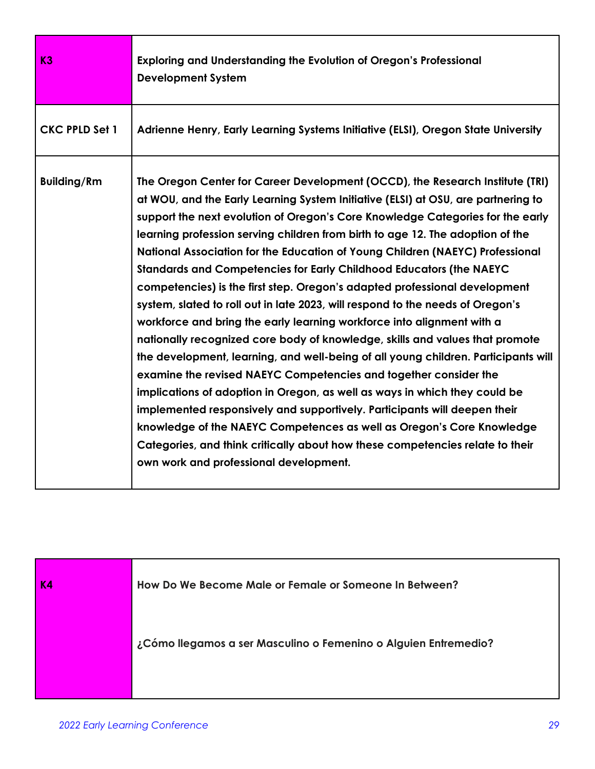| K3 | Exploring and Understanding the Evolution of Oregon's Professional Development System |
| --- | --- |
| CKC PPLD Set 1 | Adrienne Henry, Early Learning Systems Initiative (ELSI), Oregon State University |
| Building/Rm | The Oregon Center for Career Development (OCCD), the Research Institute (TRI) at WOU, and the Early Learning System Initiative (ELSI) at OSU, are partnering to support the next evolution of Oregon's Core Knowledge Categories for the early learning profession serving children from birth to age 12. The adoption of the National Association for the Education of Young Children (NAEYC) Professional Standards and Competencies for Early Childhood Educators (the NAEYC competencies) is the first step. Oregon's adapted professional development system, slated to roll out in late 2023, will respond to the needs of Oregon's workforce and bring the early learning workforce into alignment with a nationally recognized core body of knowledge, skills and values that promote the development, learning, and well-being of all young children. Participants will examine the revised NAEYC Competencies and together consider the implications of adoption in Oregon, as well as ways in which they could be implemented responsively and supportively. Participants will deepen their knowledge of the NAEYC Competences as well as Oregon's Core Knowledge Categories, and think critically about how these competencies relate to their own work and professional development. |

| K4 | How Do We Become Male or Female or Someone In Between?<br><br>¿Cómo llegamos a ser Masculino o Femenino o Alguien Entremedio? |
| --- | --- |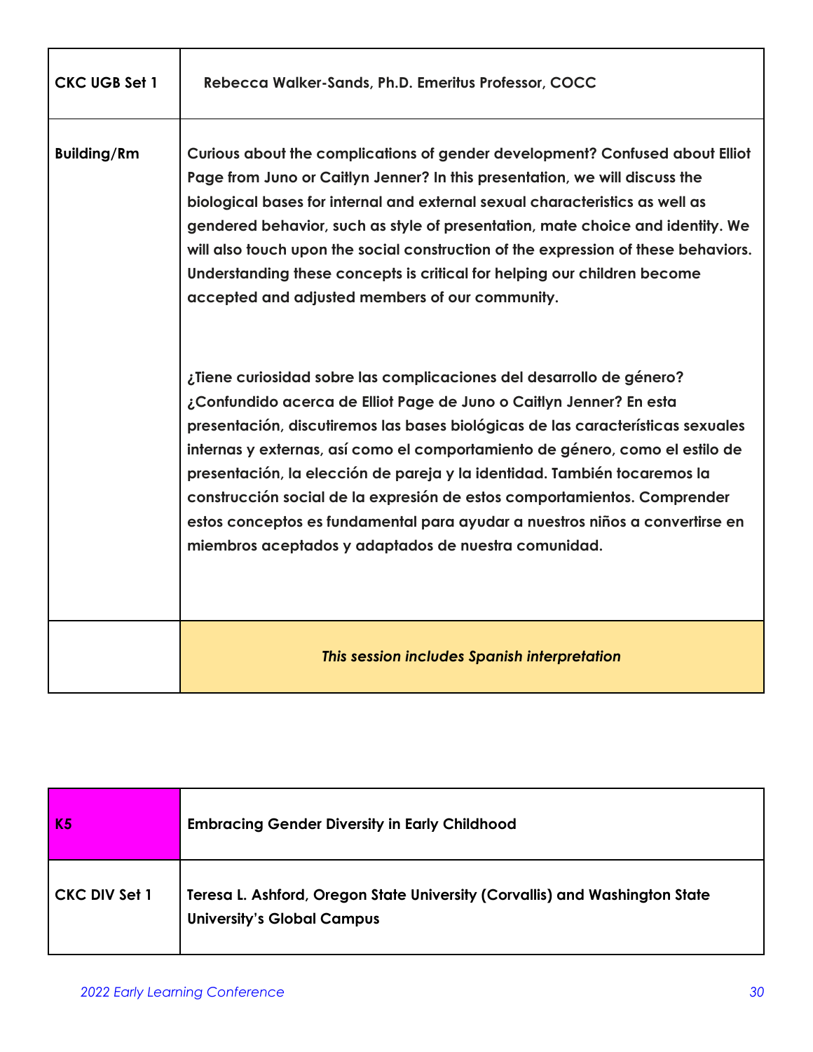| CKC UGB Set 1 | Rebecca Walker-Sands, Ph.D. Emeritus Professor, COCC |
|---|---|
| Building/Rm | Curious about the complications of gender development? Confused about Elliot Page from Juno or Caitlyn Jenner? In this presentation, we will discuss the biological bases for internal and external sexual characteristics as well as gendered behavior, such as style of presentation, mate choice and identity. We will also touch upon the social construction of the expression of these behaviors. Understanding these concepts is critical for helping our children become accepted and adjusted members of our community.<br><br>¿Tiene curiosidad sobre las complicaciones del desarrollo de género? ¿Confundido acerca de Elliot Page de Juno o Caitlyn Jenner? En esta presentación, discutiremos las bases biológicas de las características sexuales internas y externas, así como el comportamiento de género, como el estilo de presentación, la elección de pareja y la identidad. También tocaremos la construcción social de la expresión de estos comportamientos. Comprender estos conceptos es fundamental para ayudar a nuestros niños a convertirse en miembros aceptados y adaptados de nuestra comunidad. |
| | *This session includes Spanish interpretation* |

| K5 | Embracing Gender Diversity in Early Childhood |
|---|---|
| CKC DIV Set 1 | Teresa L. Ashford, Oregon State University (Corvallis) and Washington State University's Global Campus |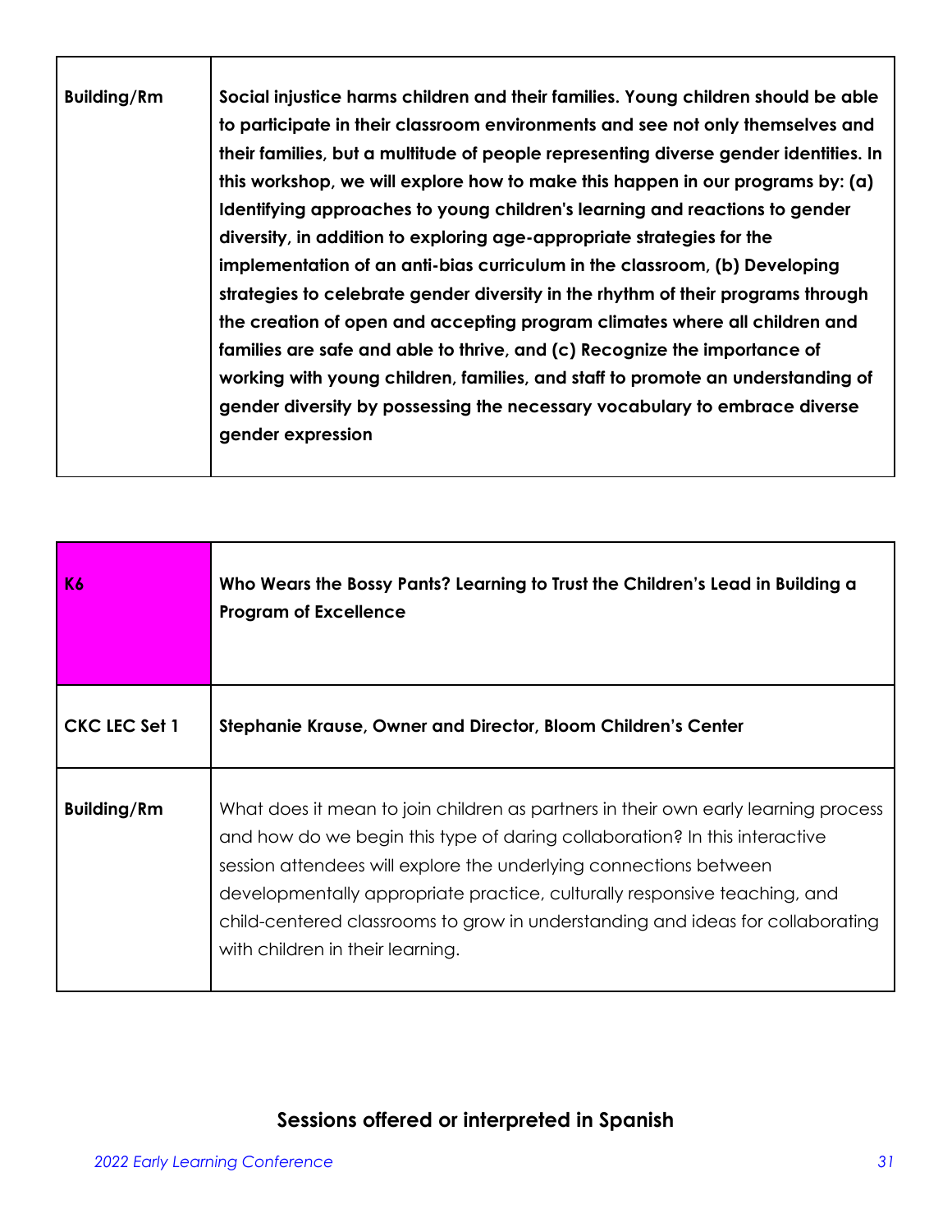| Building/Rm | **Social injustice harms children and their families. Young children should be able to participate in their classroom environments and see not only themselves and their families, but a multitude of people representing diverse gender identities. In this workshop, we will explore how to make this happen in our programs by: (a) Identifying approaches to young children's learning and reactions to gender diversity, in addition to exploring age-appropriate strategies for the implementation of an anti-bias curriculum in the classroom, (b) Developing strategies to celebrate gender diversity in the rhythm of their programs through the creation of open and accepting program climates where all children and families are safe and able to thrive, and (c) Recognize the importance of working with young children, families, and staff to promote an understanding of gender diversity by possessing the necessary vocabulary to embrace diverse gender expression** |
|---|---|

| K6 | Who Wears the Bossy Pants? Learning to Trust the Children's Lead in Building a Program of Excellence |
|---|---|
| **CKC LEC Set 1** | **Stephanie Krause, Owner and Director, Bloom Children's Center** |
| **Building/Rm** | What does it mean to join children as partners in their own early learning process and how do we begin this type of daring collaboration? In this interactive session attendees will explore the underlying connections between developmentally appropriate practice, culturally responsive teaching, and child-centered classrooms to grow in understanding and ideas for collaborating with children in their learning. |

## Sessions offered or interpreted in Spanish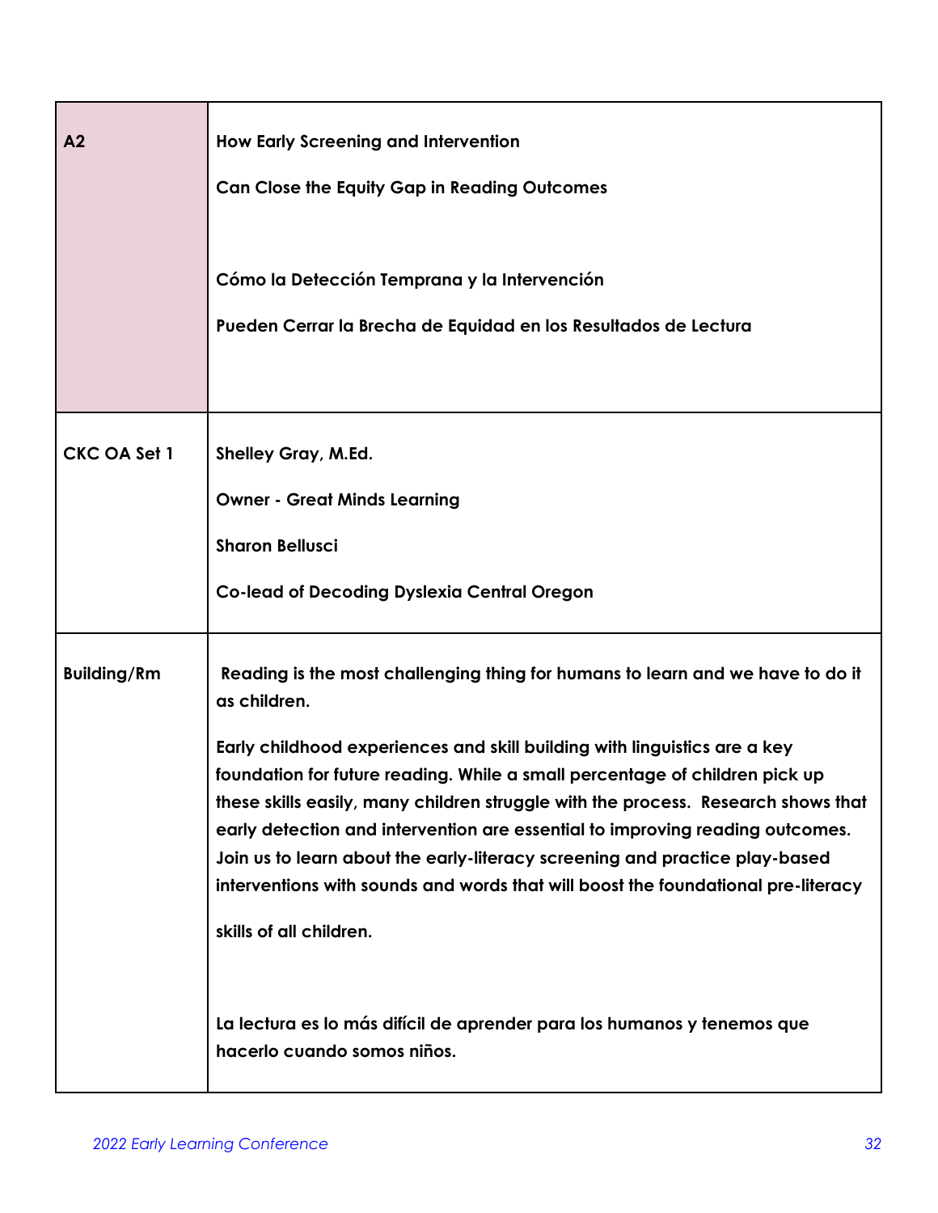| A2 | **How Early Screening and Intervention**<br><br>**Can Close the Equity Gap in Reading Outcomes**<br><br>**Cómo la Detección Temprana y la Intervención**<br><br>**Pueden Cerrar la Brecha de Equidad en los Resultados de Lectura** |
|---|---|
| **CKC OA Set 1** | **Shelley Gray, M.Ed.**<br><br>**Owner - Great Minds Learning**<br><br>**Sharon Bellusci**<br><br>**Co-lead of Decoding Dyslexia Central Oregon** |
| **Building/Rm** | **Reading is the most challenging thing for humans to learn and we have to do it as children.**<br><br>**Early childhood experiences and skill building with linguistics are a key foundation for future reading. While a small percentage of children pick up these skills easily, many children struggle with the process. Research shows that early detection and intervention are essential to improving reading outcomes. Join us to learn about the early-literacy screening and practice play-based interventions with sounds and words that will boost the foundational pre-literacy skills of all children.**<br><br>**La lectura es lo más difícil de aprender para los humanos y tenemos que hacerlo cuando somos niños.** |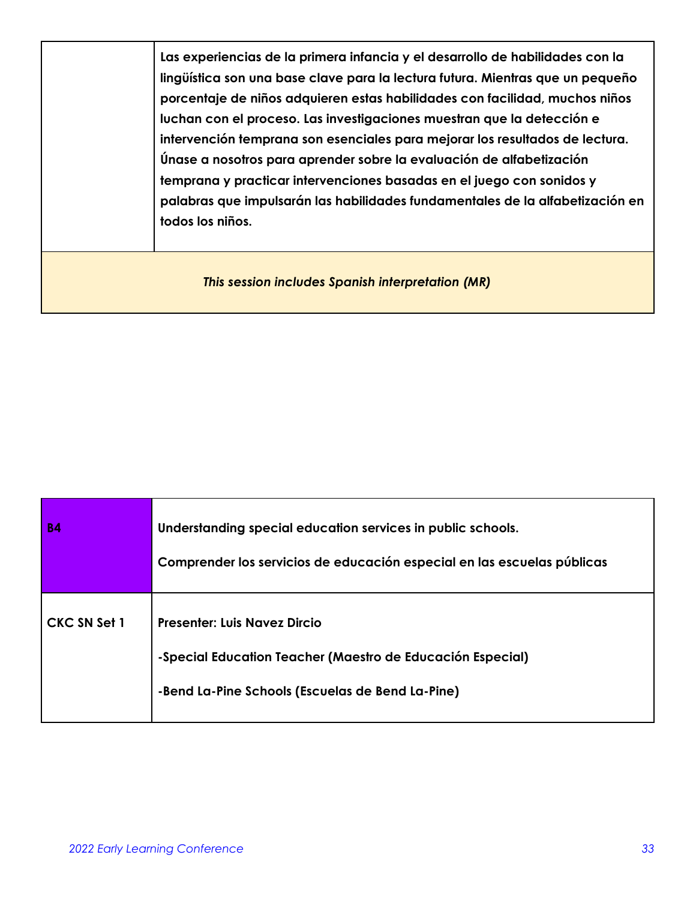| | |
|---|---|
| | **Las experiencias de la primera infancia y el desarrollo de habilidades con la lingüística son una base clave para la lectura futura. Mientras que un pequeño porcentaje de niños adquieren estas habilidades con facilidad, muchos niños luchan con el proceso. Las investigaciones muestran que la detección e intervención temprana son esenciales para mejorar los resultados de lectura. Únase a nosotros para aprender sobre la evaluación de alfabetización temprana y practicar intervenciones basadas en el juego con sonidos y palabras que impulsarán las habilidades fundamentales de la alfabetización en todos los niños.** |
| ***This session includes Spanish interpretation (MR)*** | |

| **B4** | **Understanding special education services in public schools.**<br><br>**Comprender los servicios de educación especial en las escuelas públicas** |
|---|---|
| **CKC SN Set 1** | **Presenter: Luis Navez Dircio**<br><br>**-Special Education Teacher (Maestro de Educación Especial)**<br><br>**-Bend La-Pine Schools (Escuelas de Bend La-Pine)** |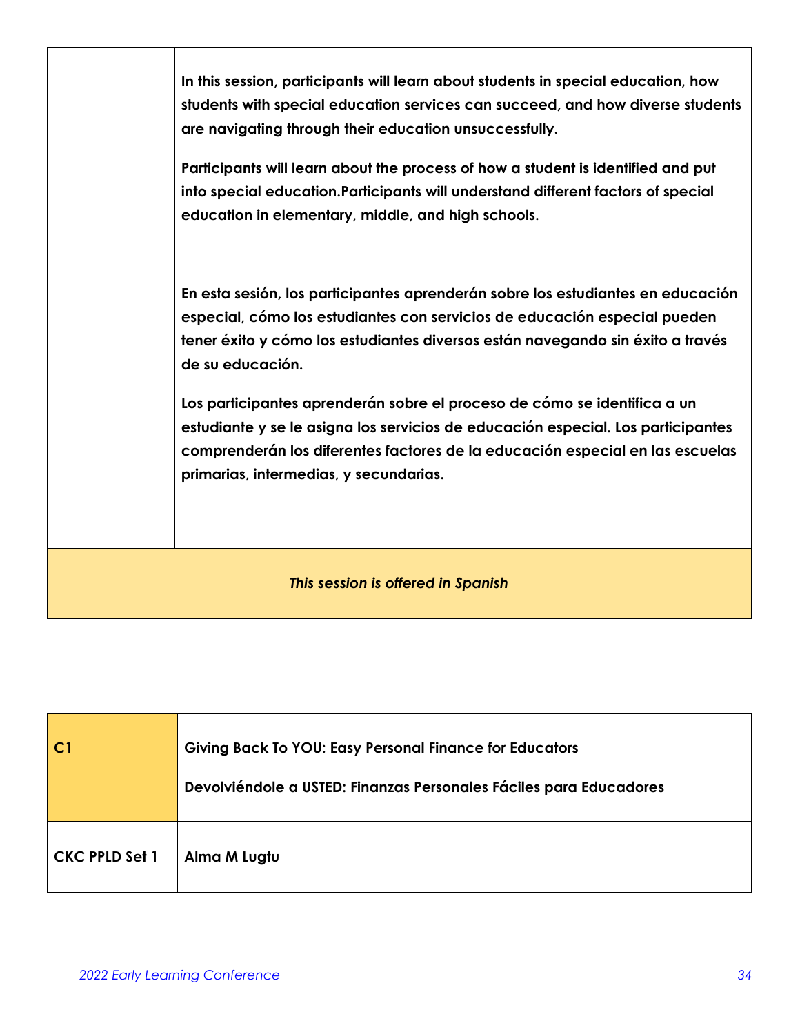| | |
|---|---|
| | **In this session, participants will learn about students in special education, how students with special education services can succeed, and how diverse students are navigating through their education unsuccessfully.**<br><br>**Participants will learn about the process of how a student is identified and put into special education.Participants will understand different factors of special education in elementary, middle, and high schools.**<br><br>**En esta sesión, los participantes aprenderán sobre los estudiantes en educación especial, cómo los estudiantes con servicios de educación especial pueden tener éxito y cómo los estudiantes diversos están navegando sin éxito a través de su educación.**<br><br>**Los participantes aprenderán sobre el proceso de cómo se identifica a un estudiante y se le asigna los servicios de educación especial. Los participantes comprenderán los diferentes factores de la educación especial en las escuelas primarias, intermedias, y secundarias.** |
| ***This session is offered in Spanish*** | |

| | |
|---|---|
| **C1** | **Giving Back To YOU: Easy Personal Finance for Educators**<br><br>**Devolviéndole a USTED: Finanzas Personales Fáciles para Educadores** |
| **CKC PPLD Set 1** | **Alma M Lugtu** |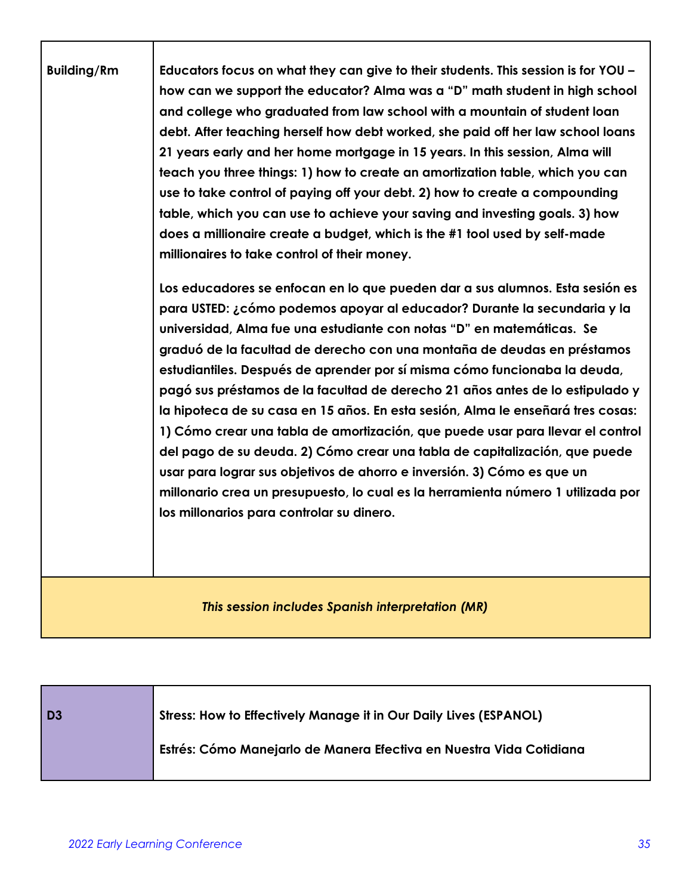| Building/Rm | Educators focus on what they can give to their students. This session is for YOU – how can we support the educator? Alma was a "D" math student in high school and college who graduated from law school with a mountain of student loan debt. After teaching herself how debt worked, she paid off her law school loans 21 years early and her home mortgage in 15 years. In this session, Alma will teach you three things: 1) how to create an amortization table, which you can use to take control of paying off your debt. 2) how to create a compounding table, which you can use to achieve your saving and investing goals. 3) how does a millionaire create a budget, which is the #1 tool used by self-made millionaires to take control of their money.<br><br>Los educadores se enfocan en lo que pueden dar a sus alumnos. Esta sesión es para USTED: ¿cómo podemos apoyar al educador? Durante la secundaria y la universidad, Alma fue una estudiante con notas "D" en matemáticas. Se graduó de la facultad de derecho con una montaña de deudas en préstamos estudiantiles. Después de aprender por sí misma cómo funcionaba la deuda, pagó sus préstamos de la facultad de derecho 21 años antes de lo estipulado y la hipoteca de su casa en 15 años. En esta sesión, Alma le enseñará tres cosas: 1) Cómo crear una tabla de amortización, que puede usar para llevar el control del pago de su deuda. 2) Cómo crear una tabla de capitalización, que puede usar para lograr sus objetivos de ahorro e inversión. 3) Cómo es que un millonario crea un presupuesto, lo cual es la herramienta número 1 utilizada por los millonarios para controlar su dinero. |
|---|---|
| *This session includes Spanish interpretation (MR)* | |

| D3 | Stress: How to Effectively Manage it in Our Daily Lives (ESPANOL)<br><br>Estrés: Cómo Manejarlo de Manera Efectiva en Nuestra Vida Cotidiana |
|---|---|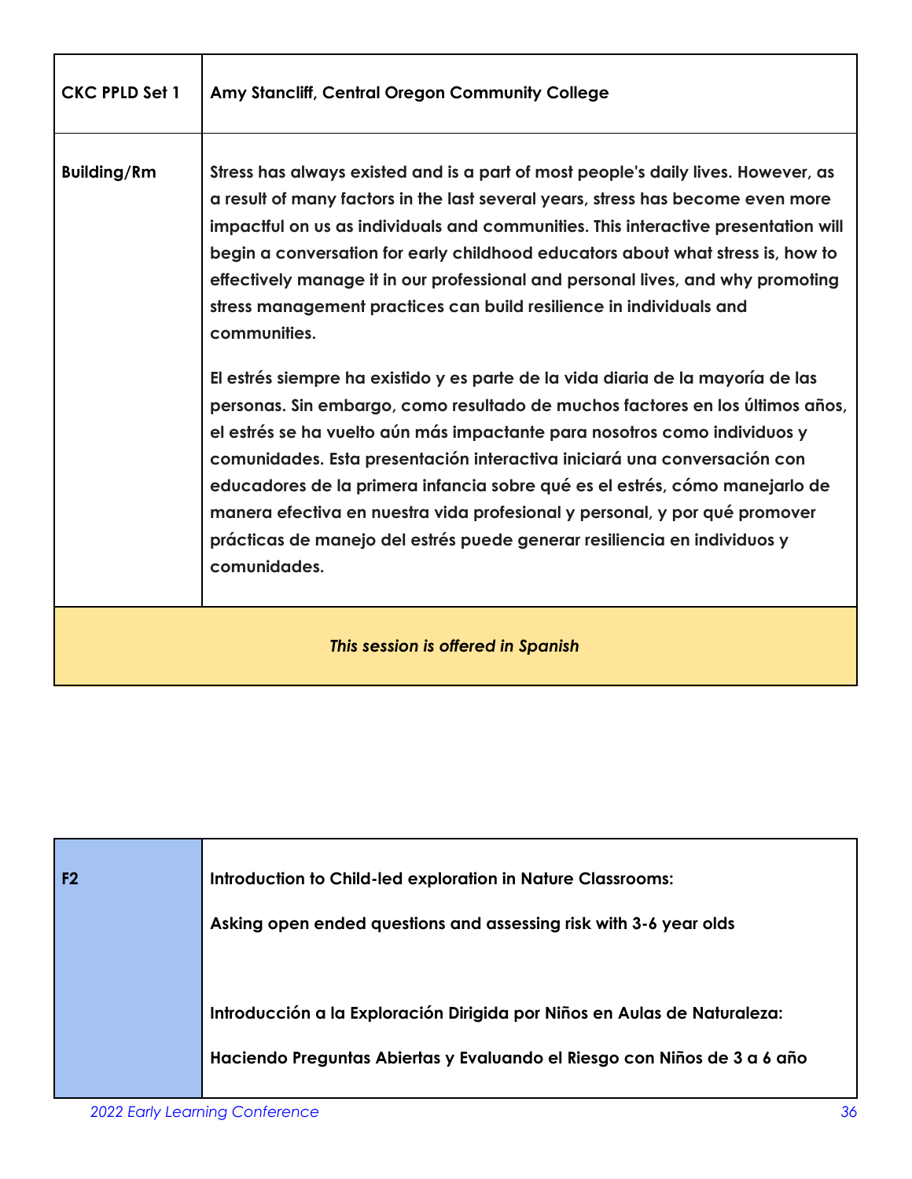| CKC PPLD Set 1 | Amy Stancliff, Central Oregon Community College |
|---|---|
| Building/Rm | Stress has always existed and is a part of most people's daily lives. However, as a result of many factors in the last several years, stress has become even more impactful on us as individuals and communities. This interactive presentation will begin a conversation for early childhood educators about what stress is, how to effectively manage it in our professional and personal lives, and why promoting stress management practices can build resilience in individuals and communities.<br><br>El estrés siempre ha existido y es parte de la vida diaria de la mayoría de las personas. Sin embargo, como resultado de muchos factores en los últimos años, el estrés se ha vuelto aún más impactante para nosotros como individuos y comunidades. Esta presentación interactiva iniciará una conversación con educadores de la primera infancia sobre qué es el estrés, cómo manejarlo de manera efectiva en nuestra vida profesional y personal, y por qué promover prácticas de manejo del estrés puede generar resiliencia en individuos y comunidades. |
| *This session is offered in Spanish* | |

| F2 | Introduction to Child-led exploration in Nature Classrooms:<br><br>Asking open ended questions and assessing risk with 3-6 year olds<br><br>Introducción a la Exploración Dirigida por Niños en Aulas de Naturaleza:<br><br>Haciendo Preguntas Abiertas y Evaluando el Riesgo con Niños de 3 a 6 año |
|---|---|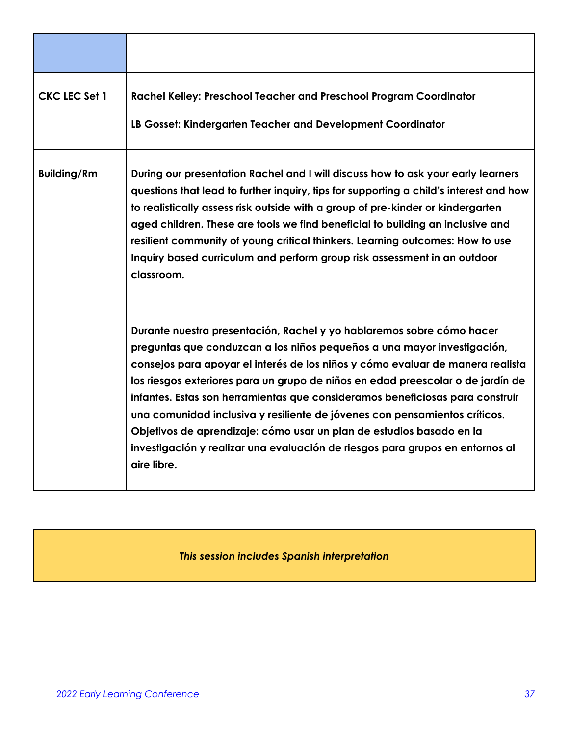| | |
|---|---|
| **CKC LEC Set 1** | **Rachel Kelley: Preschool Teacher and Preschool Program Coordinator**<br><br>**LB Gosset: Kindergarten Teacher and Development Coordinator** |
| **Building/Rm** | **During our presentation Rachel and I will discuss how to ask your early learners questions that lead to further inquiry, tips for supporting a child's interest and how to realistically assess risk outside with a group of pre-kinder or kindergarten aged children. These are tools we find beneficial to building an inclusive and resilient community of young critical thinkers. Learning outcomes: How to use Inquiry based curriculum and perform group risk assessment in an outdoor classroom.**<br><br>**Durante nuestra presentación, Rachel y yo hablaremos sobre cómo hacer preguntas que conduzcan a los niños pequeños a una mayor investigación, consejos para apoyar el interés de los niños y cómo evaluar de manera realista los riesgos exteriores para un grupo de niños en edad preescolar o de jardín de infantes. Estas son herramientas que consideramos beneficiosas para construir una comunidad inclusiva y resiliente de jóvenes con pensamientos críticos. Objetivos de aprendizaje: cómo usar un plan de estudios basado en la investigación y realizar una evaluación de riesgos para grupos en entornos al aire libre.** |

***This session includes Spanish interpretation***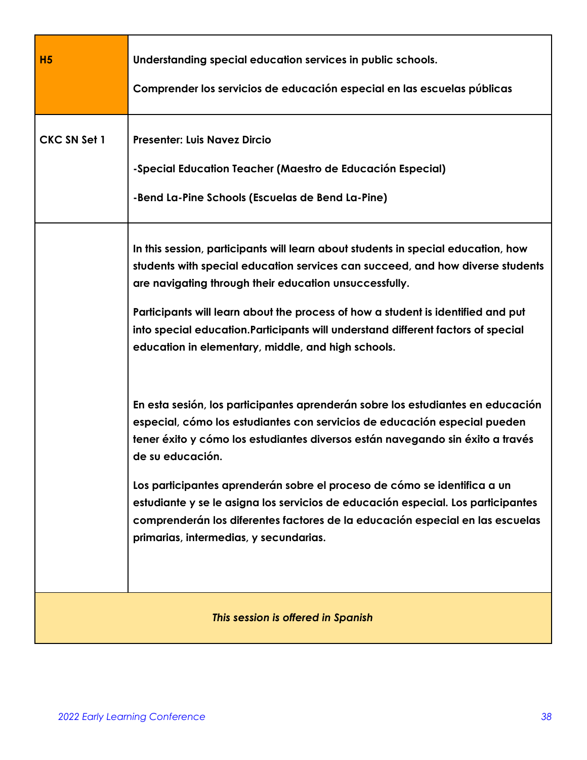| H5 | Understanding special education services in public schools.<br><br>Comprender los servicios de educación especial en las escuelas públicas |
|---|---|
| CKC SN Set 1 | Presenter: Luis Navez Dircio<br><br>-Special Education Teacher (Maestro de Educación Especial)<br><br>-Bend La-Pine Schools (Escuelas de Bend La-Pine) |
| | In this session, participants will learn about students in special education, how students with special education services can succeed, and how diverse students are navigating through their education unsuccessfully.<br><br>Participants will learn about the process of how a student is identified and put into special education.Participants will understand different factors of special education in elementary, middle, and high schools.<br><br>En esta sesión, los participantes aprenderán sobre los estudiantes en educación especial, cómo los estudiantes con servicios de educación especial pueden tener éxito y cómo los estudiantes diversos están navegando sin éxito a través de su educación.<br><br>Los participantes aprenderán sobre el proceso de cómo se identifica a un estudiante y se le asigna los servicios de educación especial. Los participantes comprenderán los diferentes factores de la educación especial en las escuelas primarias, intermedias, y secundarias. |

***This session is offered in Spanish***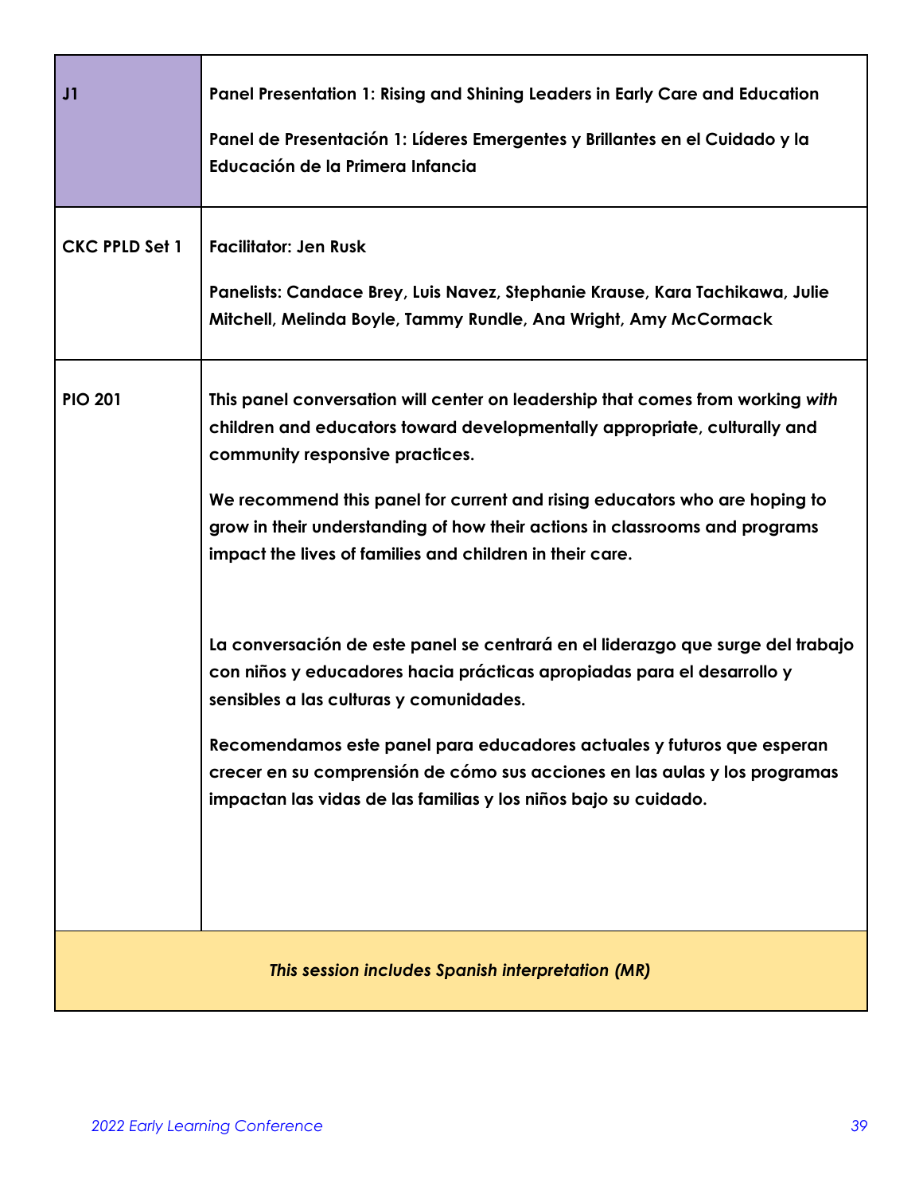| J1 | **Panel Presentation 1: Rising and Shining Leaders in Early Care and Education**<br><br>**Panel de Presentación 1: Líderes Emergentes y Brillantes en el Cuidado y la Educación de la Primera Infancia** |
|---|---|
| **CKC PPLD Set 1** | **Facilitator: Jen Rusk**<br><br>**Panelists: Candace Brey, Luis Navez, Stephanie Krause, Kara Tachikawa, Julie Mitchell, Melinda Boyle, Tammy Rundle, Ana Wright, Amy McCormack** |
| **PIO 201** | **This panel conversation will center on leadership that comes from working *with* children and educators toward developmentally appropriate, culturally and community responsive practices.**<br><br>**We recommend this panel for current and rising educators who are hoping to grow in their understanding of how their actions in classrooms and programs impact the lives of families and children in their care.**<br><br>**La conversación de este panel se centrará en el liderazgo que surge del trabajo con niños y educadores hacia prácticas apropiadas para el desarrollo y sensibles a las culturas y comunidades.**<br><br>**Recomendamos este panel para educadores actuales y futuros que esperan crecer en su comprensión de cómo sus acciones en las aulas y los programas impactan las vidas de las familias y los niños bajo su cuidado.** |
| ***This session includes Spanish interpretation (MR)*** | |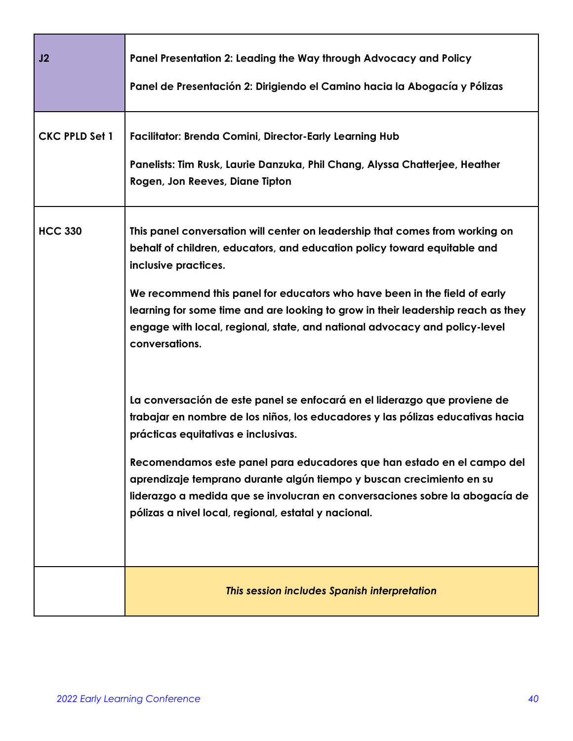| J2 | **Panel Presentation 2: Leading the Way through Advocacy and Policy**<br><br>**Panel de Presentación 2: Dirigiendo el Camino hacia la Abogacía y Pólizas** |
|---|---|
| **CKC PPLD Set 1** | **Facilitator: Brenda Comini, Director-Early Learning Hub**<br><br>**Panelists: Tim Rusk, Laurie Danzuka, Phil Chang, Alyssa Chatterjee, Heather Rogen, Jon Reeves, Diane Tipton** |
| **HCC 330** | **This panel conversation will center on leadership that comes from working on behalf of children, educators, and education policy toward equitable and inclusive practices.**<br><br>**We recommend this panel for educators who have been in the field of early learning for some time and are looking to grow in their leadership reach as they engage with local, regional, state, and national advocacy and policy-level conversations.**<br><br>**La conversación de este panel se enfocará en el liderazgo que proviene de trabajar en nombre de los niños, los educadores y las pólizas educativas hacia prácticas equitativas e inclusivas.**<br><br>**Recomendamos este panel para educadores que han estado en el campo del aprendizaje temprano durante algún tiempo y buscan crecimiento en su liderazgo a medida que se involucran en conversaciones sobre la abogacía de pólizas a nivel local, regional, estatal y nacional.** |
| | ***This session includes Spanish interpretation*** |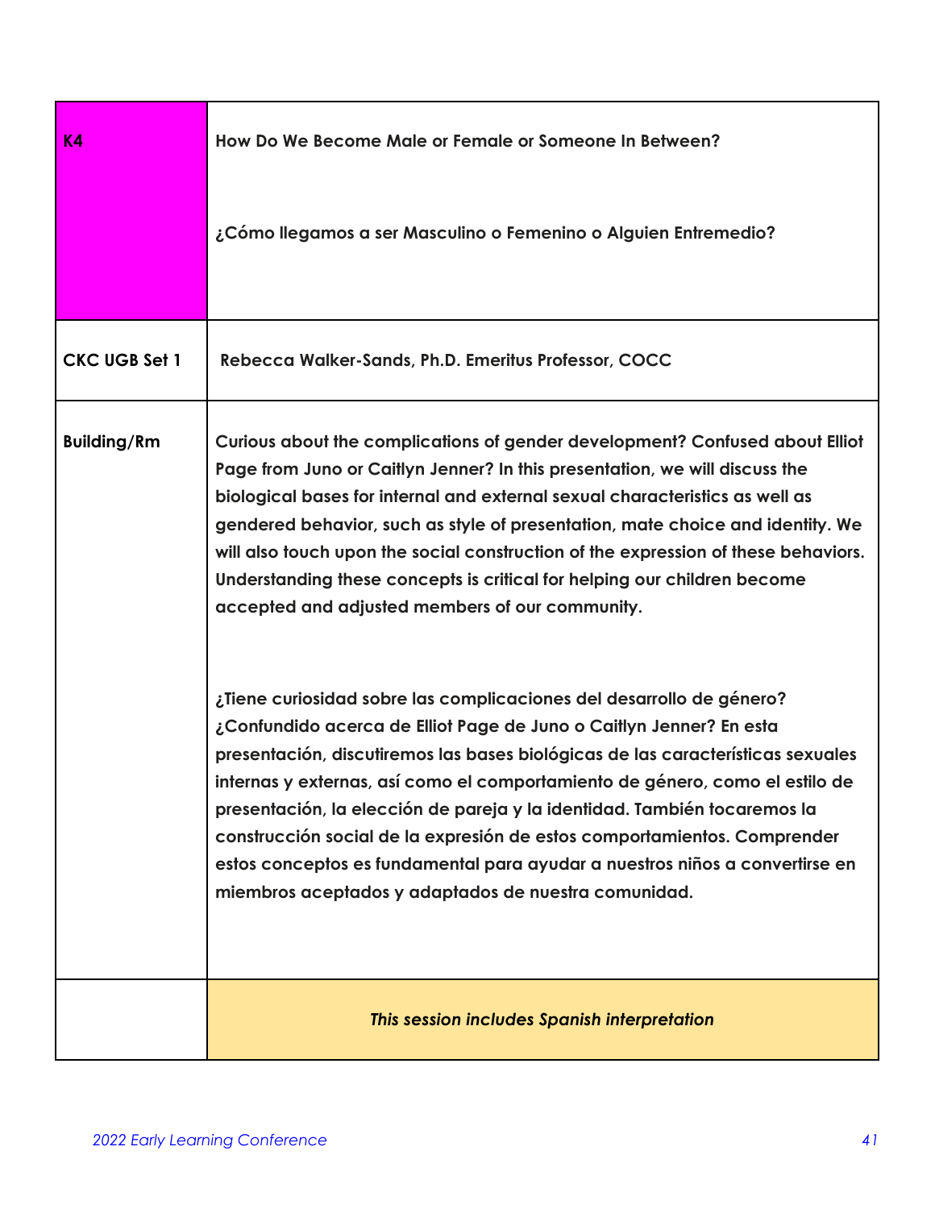| | |
|---|---|
| **K4** | **How Do We Become Male or Female or Someone In Between?**<br><br>**¿Cómo llegamos a ser Masculino o Femenino o Alguien Entremedio?** |
| **CKC UGB Set 1** | **Rebecca Walker-Sands, Ph.D. Emeritus Professor, COCC** |
| **Building/Rm** | **Curious about the complications of gender development? Confused about Elliot Page from Juno or Caitlyn Jenner? In this presentation, we will discuss the biological bases for internal and external sexual characteristics as well as gendered behavior, such as style of presentation, mate choice and identity. We will also touch upon the social construction of the expression of these behaviors. Understanding these concepts is critical for helping our children become accepted and adjusted members of our community.**<br><br>**¿Tiene curiosidad sobre las complicaciones del desarrollo de género? ¿Confundido acerca de Elliot Page de Juno o Caitlyn Jenner? En esta presentación, discutiremos las bases biológicas de las características sexuales internas y externas, así como el comportamiento de género, como el estilo de presentación, la elección de pareja y la identidad. También tocaremos la construcción social de la expresión de estos comportamientos. Comprender estos conceptos es fundamental para ayudar a nuestros niños a convertirse en miembros aceptados y adaptados de nuestra comunidad.** |
| | ***This session includes Spanish interpretation*** |